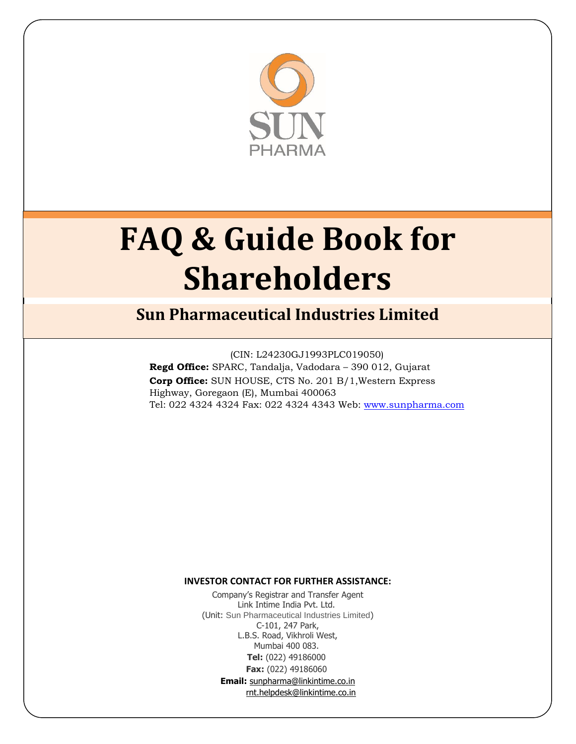SUN PHARMA

# FAQ & Guide Book for Shareholders

## Sun Pharmaceutical Industries Limited

(CIN: L24230GJ1993PLC019050)

**Regd Office:** SPARC, Tandalja, Vadodara – 390 012, Gujarat

**Corp Office:** SUN HOUSE, CTS No. 201 B/1,Western Express Highway, Goregaon (E), Mumbai 400063

Tel: 022 4324 4324 Fax: 022 4324 4343 Web: www.sunpharma.com

**INVESTOR CONTACT FOR FURTHER ASSISTANCE:**

Company's Registrar and Transfer Agent
Link Intime India Pvt. Ltd.
(Unit: Sun Pharmaceutical Industries Limited)
C-101, 247 Park,
L.B.S. Road, Vikhroli West,
Mumbai 400 083.
**Tel:** (022) 49186000
**Fax:** (022) 49186060
**Email:** sunpharma@linkintime.co.in
rnt.helpdesk@linkintime.co.in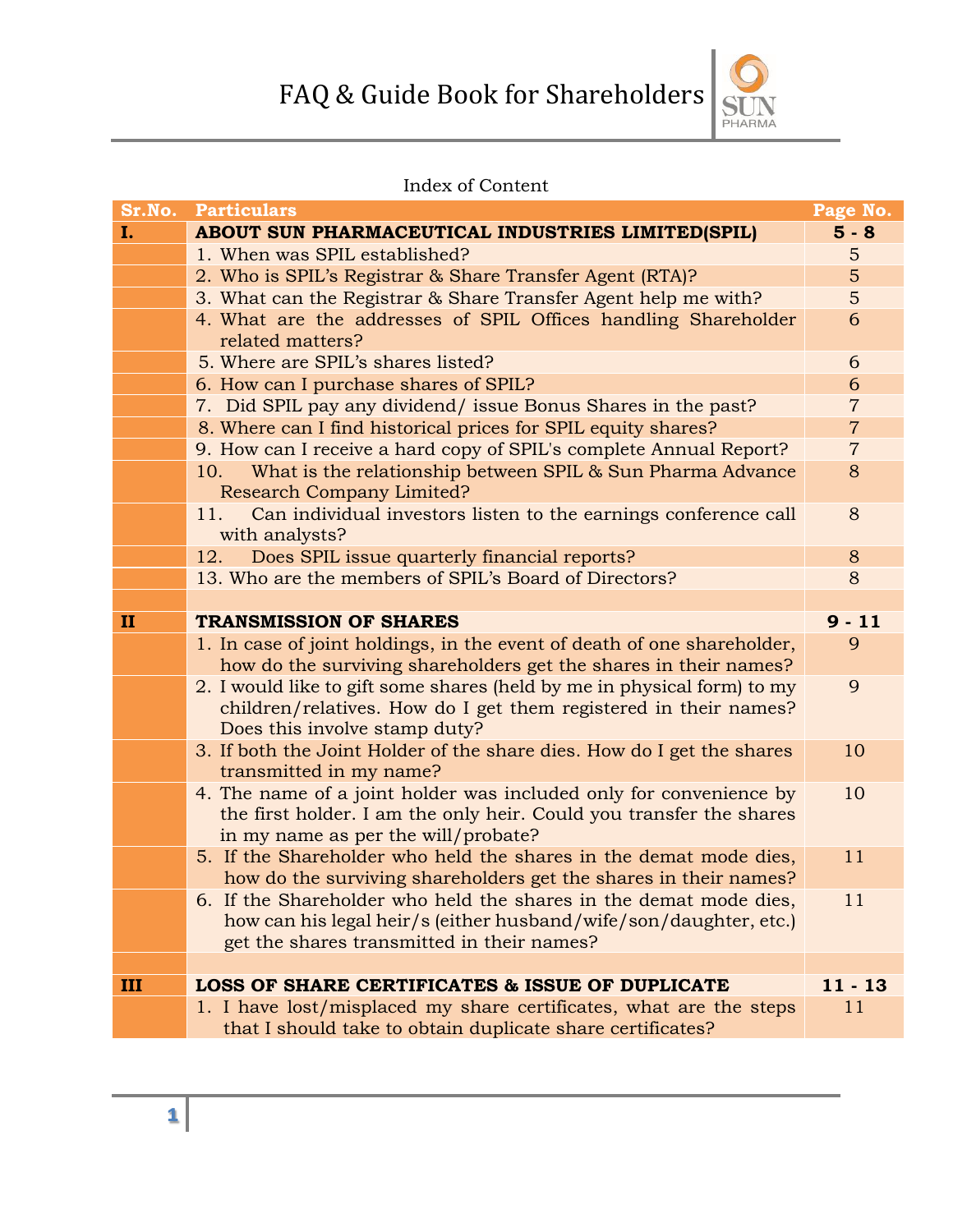Index of Content

| Sr.No. | Particulars | Page No. |
|---|---|---|
| **I.** | **ABOUT SUN PHARMACEUTICAL INDUSTRIES LIMITED(SPIL)** | **5 - 8** |
| | 1. When was SPIL established? | 5 |
| | 2. Who is SPIL's Registrar & Share Transfer Agent (RTA)? | 5 |
| | 3. What can the Registrar & Share Transfer Agent help me with? | 5 |
| | 4. What are the addresses of SPIL Offices handling Shareholder related matters? | 6 |
| | 5. Where are SPIL's shares listed? | 6 |
| | 6. How can I purchase shares of SPIL? | 6 |
| | 7. Did SPIL pay any dividend/ issue Bonus Shares in the past? | 7 |
| | 8. Where can I find historical prices for SPIL equity shares? | 7 |
| | 9. How can I receive a hard copy of SPIL's complete Annual Report? | 7 |
| | 10. What is the relationship between SPIL & Sun Pharma Advance Research Company Limited? | 8 |
| | 11. Can individual investors listen to the earnings conference call with analysts? | 8 |
| | 12. Does SPIL issue quarterly financial reports? | 8 |
| | 13. Who are the members of SPIL's Board of Directors? | 8 |
| | | |
| **II** | **TRANSMISSION OF SHARES** | **9 - 11** |
| | 1. In case of joint holdings, in the event of death of one shareholder, how do the surviving shareholders get the shares in their names? | 9 |
| | 2. I would like to gift some shares (held by me in physical form) to my children/relatives. How do I get them registered in their names? Does this involve stamp duty? | 9 |
| | 3. If both the Joint Holder of the share dies. How do I get the shares transmitted in my name? | 10 |
| | 4. The name of a joint holder was included only for convenience by the first holder. I am the only heir. Could you transfer the shares in my name as per the will/probate? | 10 |
| | 5. If the Shareholder who held the shares in the demat mode dies, how do the surviving shareholders get the shares in their names? | 11 |
| | 6. If the Shareholder who held the shares in the demat mode dies, how can his legal heir/s (either husband/wife/son/daughter, etc.) get the shares transmitted in their names? | 11 |
| | | |
| **III** | **LOSS OF SHARE CERTIFICATES & ISSUE OF DUPLICATE** | **11 - 13** |
| | 1. I have lost/misplaced my share certificates, what are the steps that I should take to obtain duplicate share certificates? | 11 |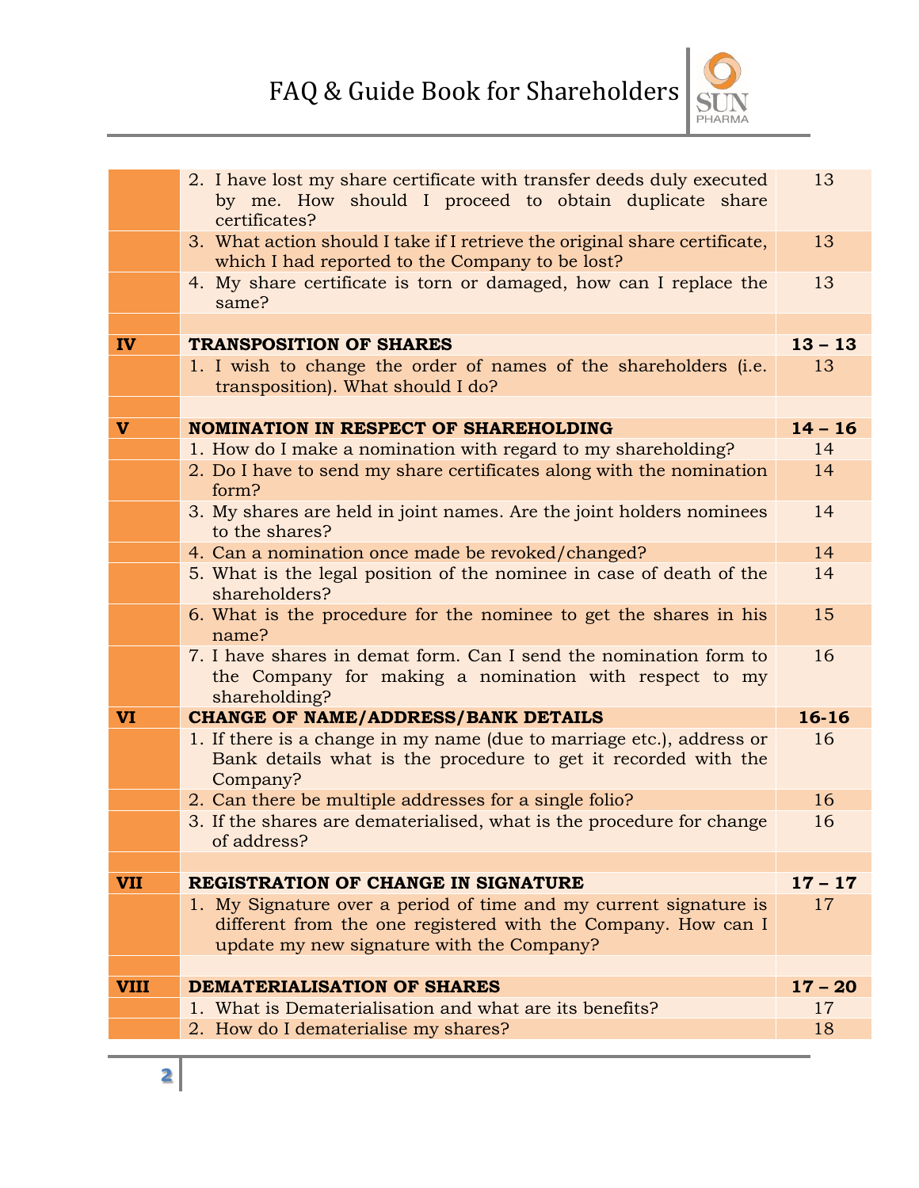| | | |
|---|---|---|
| | 2. I have lost my share certificate with transfer deeds duly executed by me. How should I proceed to obtain duplicate share certificates? | 13 |
| | 3. What action should I take if I retrieve the original share certificate, which I had reported to the Company to be lost? | 13 |
| | 4. My share certificate is torn or damaged, how can I replace the same? | 13 |
| | | |
| **IV** | **TRANSPOSITION OF SHARES** | **13 – 13** |
| | 1. I wish to change the order of names of the shareholders (i.e. transposition). What should I do? | 13 |
| | | |
| **V** | **NOMINATION IN RESPECT OF SHAREHOLDING** | **14 – 16** |
| | 1. How do I make a nomination with regard to my shareholding? | 14 |
| | 2. Do I have to send my share certificates along with the nomination form? | 14 |
| | 3. My shares are held in joint names. Are the joint holders nominees to the shares? | 14 |
| | 4. Can a nomination once made be revoked/changed? | 14 |
| | 5. What is the legal position of the nominee in case of death of the shareholders? | 14 |
| | 6. What is the procedure for the nominee to get the shares in his name? | 15 |
| | 7. I have shares in demat form. Can I send the nomination form to the Company for making a nomination with respect to my shareholding? | 16 |
| **VI** | **CHANGE OF NAME/ADDRESS/BANK DETAILS** | **16-16** |
| | 1. If there is a change in my name (due to marriage etc.), address or Bank details what is the procedure to get it recorded with the Company? | 16 |
| | 2. Can there be multiple addresses for a single folio? | 16 |
| | 3. If the shares are dematerialised, what is the procedure for change of address? | 16 |
| | | |
| **VII** | **REGISTRATION OF CHANGE IN SIGNATURE** | **17 – 17** |
| | 1. My Signature over a period of time and my current signature is different from the one registered with the Company. How can I update my new signature with the Company? | 17 |
| | | |
| **VIII** | **DEMATERIALISATION OF SHARES** | **17 – 20** |
| | 1. What is Dematerialisation and what are its benefits? | 17 |
| | 2. How do I dematerialise my shares? | 18 |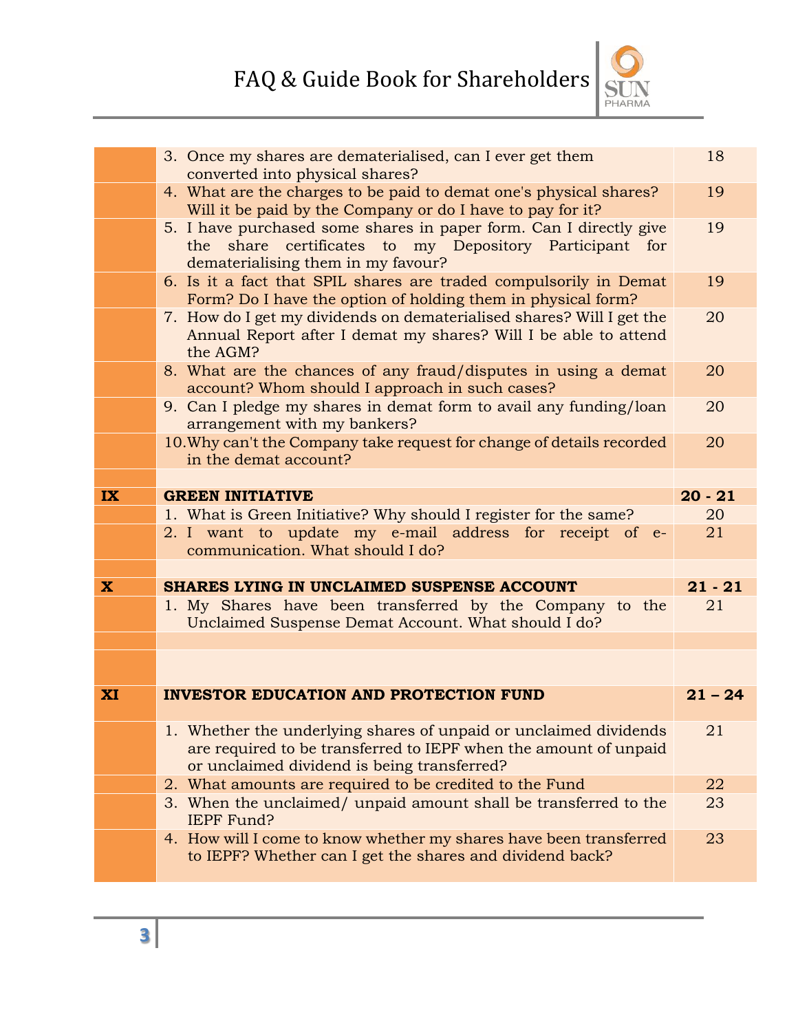| | | |
|---|---|---|
| | 3. Once my shares are dematerialised, can I ever get them converted into physical shares? | 18 |
| | 4. What are the charges to be paid to demat one's physical shares? Will it be paid by the Company or do I have to pay for it? | 19 |
| | 5. I have purchased some shares in paper form. Can I directly give the share certificates to my Depository Participant for dematerialising them in my favour? | 19 |
| | 6. Is it a fact that SPIL shares are traded compulsorily in Demat Form? Do I have the option of holding them in physical form? | 19 |
| | 7. How do I get my dividends on dematerialised shares? Will I get the Annual Report after I demat my shares? Will I be able to attend the AGM? | 20 |
| | 8. What are the chances of any fraud/disputes in using a demat account? Whom should I approach in such cases? | 20 |
| | 9. Can I pledge my shares in demat form to avail any funding/loan arrangement with my bankers? | 20 |
| | 10. Why can't the Company take request for change of details recorded in the demat account? | 20 |
| | | |
| **IX** | **GREEN INITIATIVE** | **20 - 21** |
| | 1. What is Green Initiative? Why should I register for the same? | 20 |
| | 2. I want to update my e-mail address for receipt of e-communication. What should I do? | 21 |
| | | |
| **X** | **SHARES LYING IN UNCLAIMED SUSPENSE ACCOUNT** | **21 - 21** |
| | 1. My Shares have been transferred by the Company to the Unclaimed Suspense Demat Account. What should I do? | 21 |
| | | |
| | | |
| **XI** | **INVESTOR EDUCATION AND PROTECTION FUND** | **21 – 24** |
| | 1. Whether the underlying shares of unpaid or unclaimed dividends are required to be transferred to IEPF when the amount of unpaid or unclaimed dividend is being transferred? | 21 |
| | 2. What amounts are required to be credited to the Fund | 22 |
| | 3. When the unclaimed/ unpaid amount shall be transferred to the IEPF Fund? | 23 |
| | 4. How will I come to know whether my shares have been transferred to IEPF? Whether can I get the shares and dividend back? | 23 |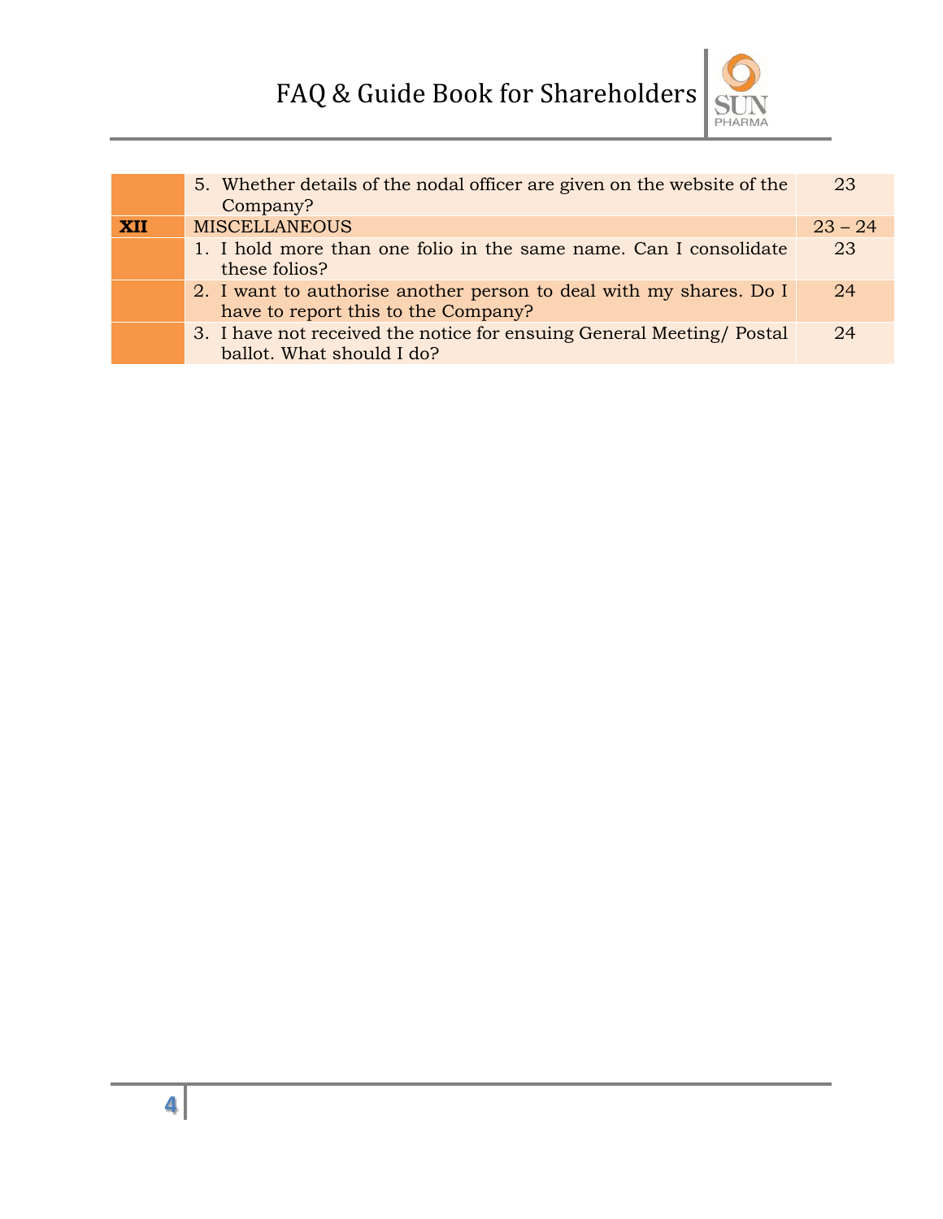| | | |
|---|---|---|
| | 5. Whether details of the nodal officer are given on the website of the Company? | 23 |
| **XII** | MISCELLANEOUS | 23 – 24 |
| | 1. I hold more than one folio in the same name. Can I consolidate these folios? | 23 |
| | 2. I want to authorise another person to deal with my shares. Do I have to report this to the Company? | 24 |
| | 3. I have not received the notice for ensuing General Meeting/ Postal ballot. What should I do? | 24 |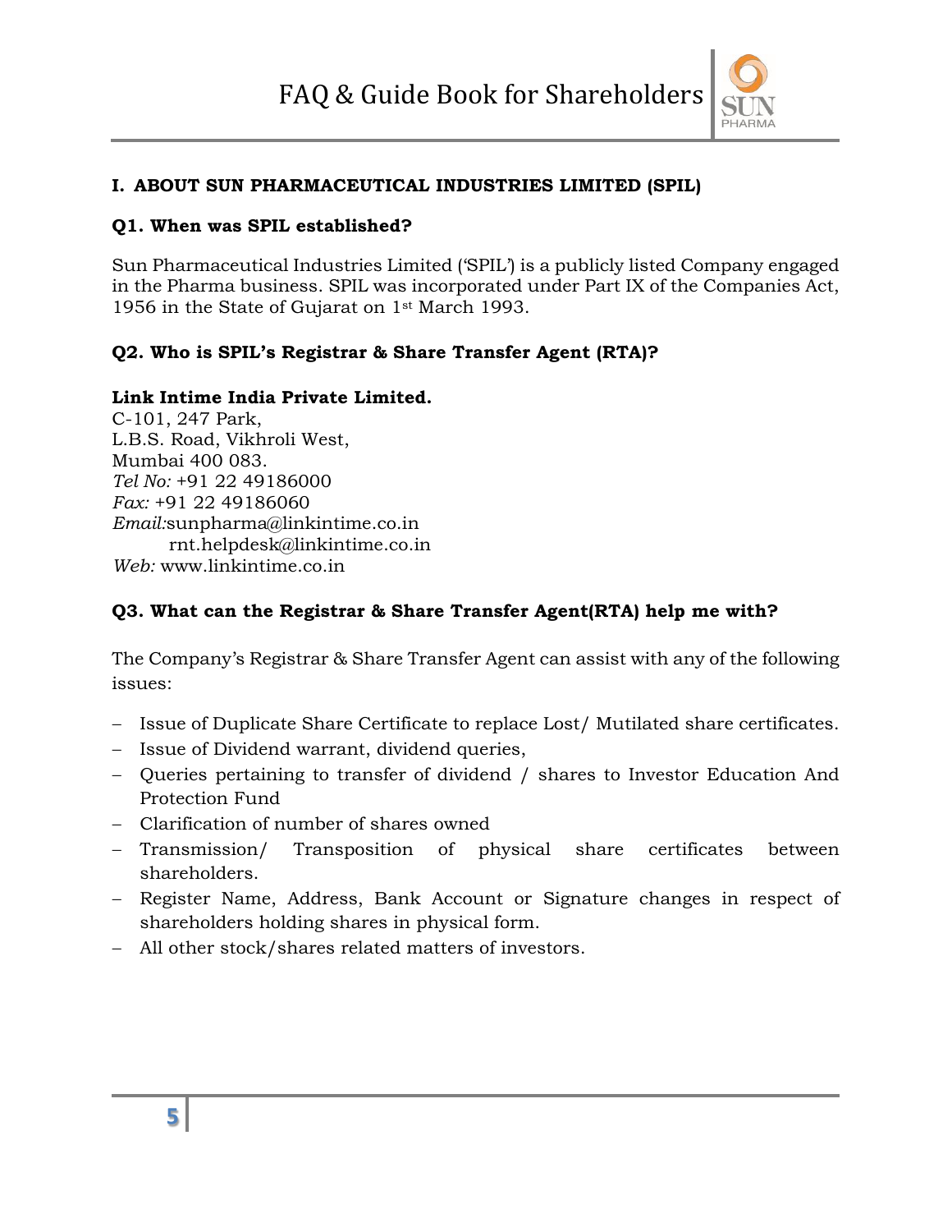## I. ABOUT SUN PHARMACEUTICAL INDUSTRIES LIMITED (SPIL)

### Q1. When was SPIL established?

Sun Pharmaceutical Industries Limited ('SPIL') is a publicly listed Company engaged in the Pharma business. SPIL was incorporated under Part IX of the Companies Act, 1956 in the State of Gujarat on 1st March 1993.

### Q2. Who is SPIL's Registrar & Share Transfer Agent (RTA)?

**Link Intime India Private Limited.**
C-101, 247 Park,
L.B.S. Road, Vikhroli West,
Mumbai 400 083.
*Tel No:* +91 22 49186000
*Fax:* +91 22 49186060
*Email:*sunpharma@linkintime.co.in
rnt.helpdesk@linkintime.co.in
*Web:* www.linkintime.co.in

### Q3. What can the Registrar & Share Transfer Agent(RTA) help me with?

The Company's Registrar & Share Transfer Agent can assist with any of the following issues:

- Issue of Duplicate Share Certificate to replace Lost/ Mutilated share certificates.
- Issue of Dividend warrant, dividend queries,
- Queries pertaining to transfer of dividend / shares to Investor Education And Protection Fund
- Clarification of number of shares owned
- Transmission/ Transposition of physical share certificates between shareholders.
- Register Name, Address, Bank Account or Signature changes in respect of shareholders holding shares in physical form.
- All other stock/shares related matters of investors.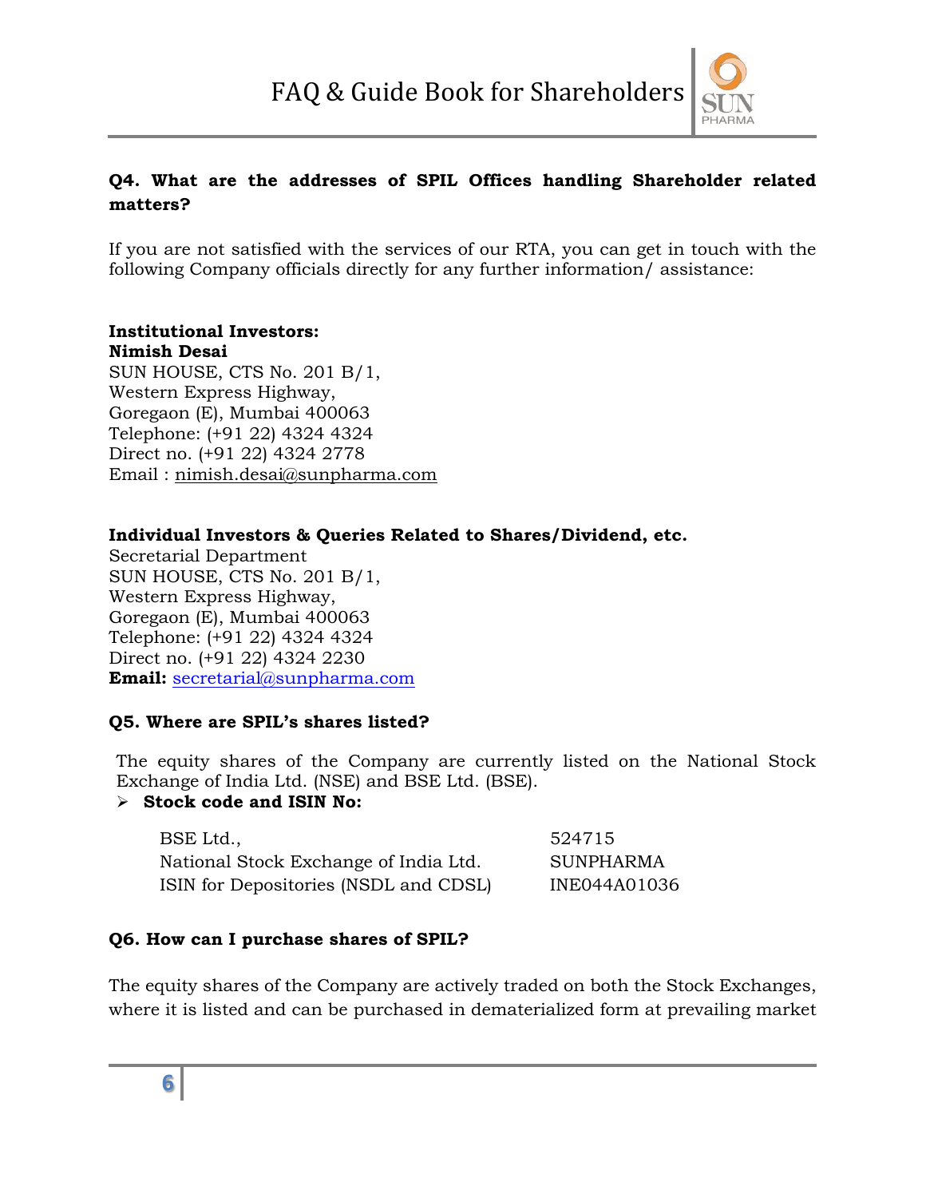**Q4. What are the addresses of SPIL Offices handling Shareholder related matters?**

If you are not satisfied with the services of our RTA, you can get in touch with the following Company officials directly for any further information/ assistance:

**Institutional Investors:**
**Nimish Desai**
SUN HOUSE, CTS No. 201 B/1,
Western Express Highway,
Goregaon (E), Mumbai 400063
Telephone: (+91 22) 4324 4324
Direct no. (+91 22) 4324 2778
Email : nimish.desai@sunpharma.com

**Individual Investors & Queries Related to Shares/Dividend, etc.**
Secretarial Department
SUN HOUSE, CTS No. 201 B/1,
Western Express Highway,
Goregaon (E), Mumbai 400063
Telephone: (+91 22) 4324 4324
Direct no. (+91 22) 4324 2230
**Email:** secretarial@sunpharma.com

**Q5. Where are SPIL's shares listed?**

The equity shares of the Company are currently listed on the National Stock Exchange of India Ltd. (NSE) and BSE Ltd. (BSE).

- **Stock code and ISIN No:**

| | |
|---|---|
| BSE Ltd., | 524715 |
| National Stock Exchange of India Ltd. | SUNPHARMA |
| ISIN for Depositories (NSDL and CDSL) | INE044A01036 |

**Q6. How can I purchase shares of SPIL?**

The equity shares of the Company are actively traded on both the Stock Exchanges, where it is listed and can be purchased in dematerialized form at prevailing market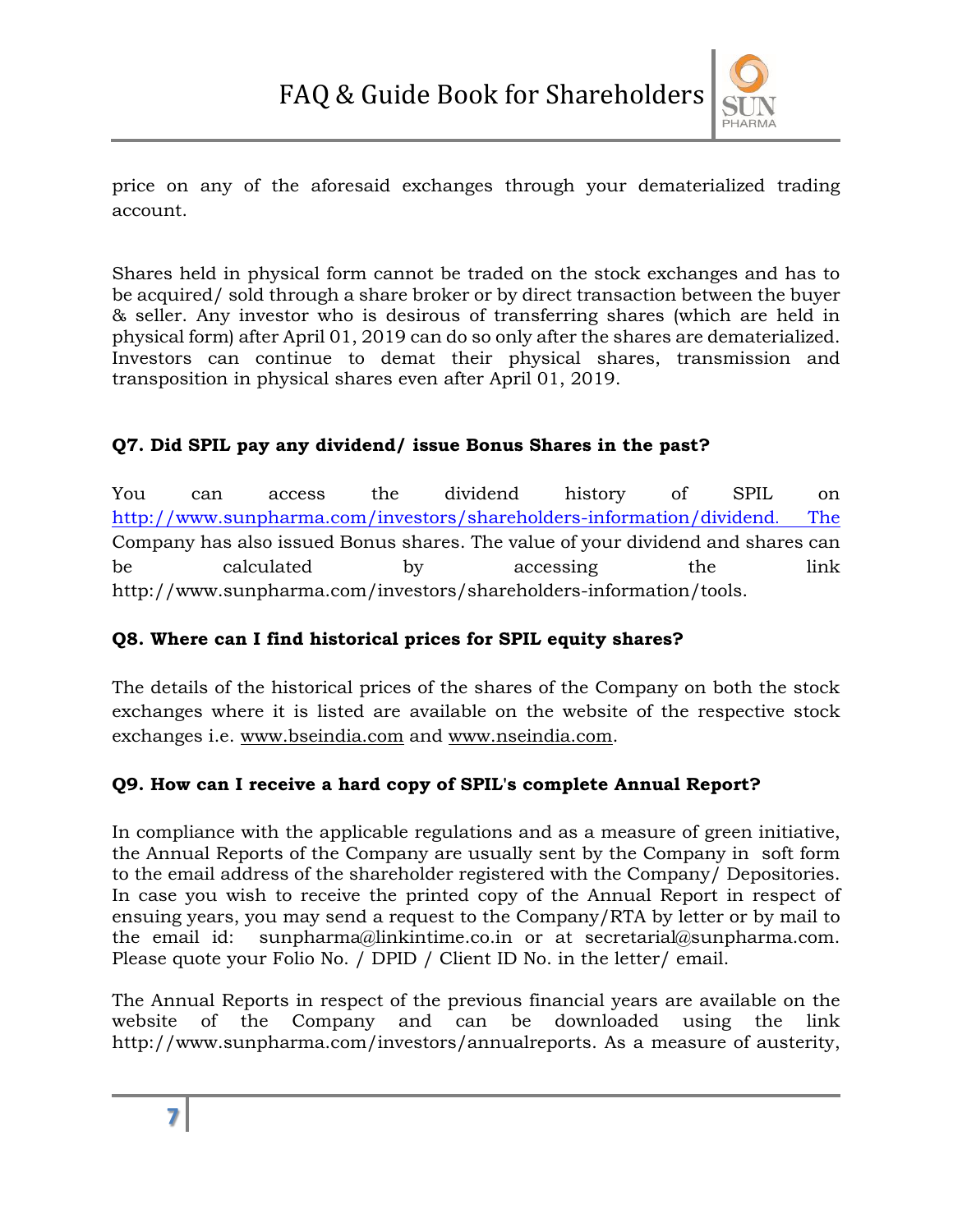price on any of the aforesaid exchanges through your dematerialized trading account.

Shares held in physical form cannot be traded on the stock exchanges and has to be acquired/ sold through a share broker or by direct transaction between the buyer & seller. Any investor who is desirous of transferring shares (which are held in physical form) after April 01, 2019 can do so only after the shares are dematerialized. Investors can continue to demat their physical shares, transmission and transposition in physical shares even after April 01, 2019.

**Q7. Did SPIL pay any dividend/ issue Bonus Shares in the past?**

You can access the dividend history of SPIL on http://www.sunpharma.com/investors/shareholders-information/dividend. The Company has also issued Bonus shares. The value of your dividend and shares can be calculated by accessing the link http://www.sunpharma.com/investors/shareholders-information/tools.

**Q8. Where can I find historical prices for SPIL equity shares?**

The details of the historical prices of the shares of the Company on both the stock exchanges where it is listed are available on the website of the respective stock exchanges i.e. www.bseindia.com and www.nseindia.com.

**Q9. How can I receive a hard copy of SPIL's complete Annual Report?**

In compliance with the applicable regulations and as a measure of green initiative, the Annual Reports of the Company are usually sent by the Company in soft form to the email address of the shareholder registered with the Company/ Depositories. In case you wish to receive the printed copy of the Annual Report in respect of ensuing years, you may send a request to the Company/RTA by letter or by mail to the email id: sunpharma@linkintime.co.in or at secretarial@sunpharma.com. Please quote your Folio No. / DPID / Client ID No. in the letter/ email.

The Annual Reports in respect of the previous financial years are available on the website of the Company and can be downloaded using the link http://www.sunpharma.com/investors/annualreports. As a measure of austerity,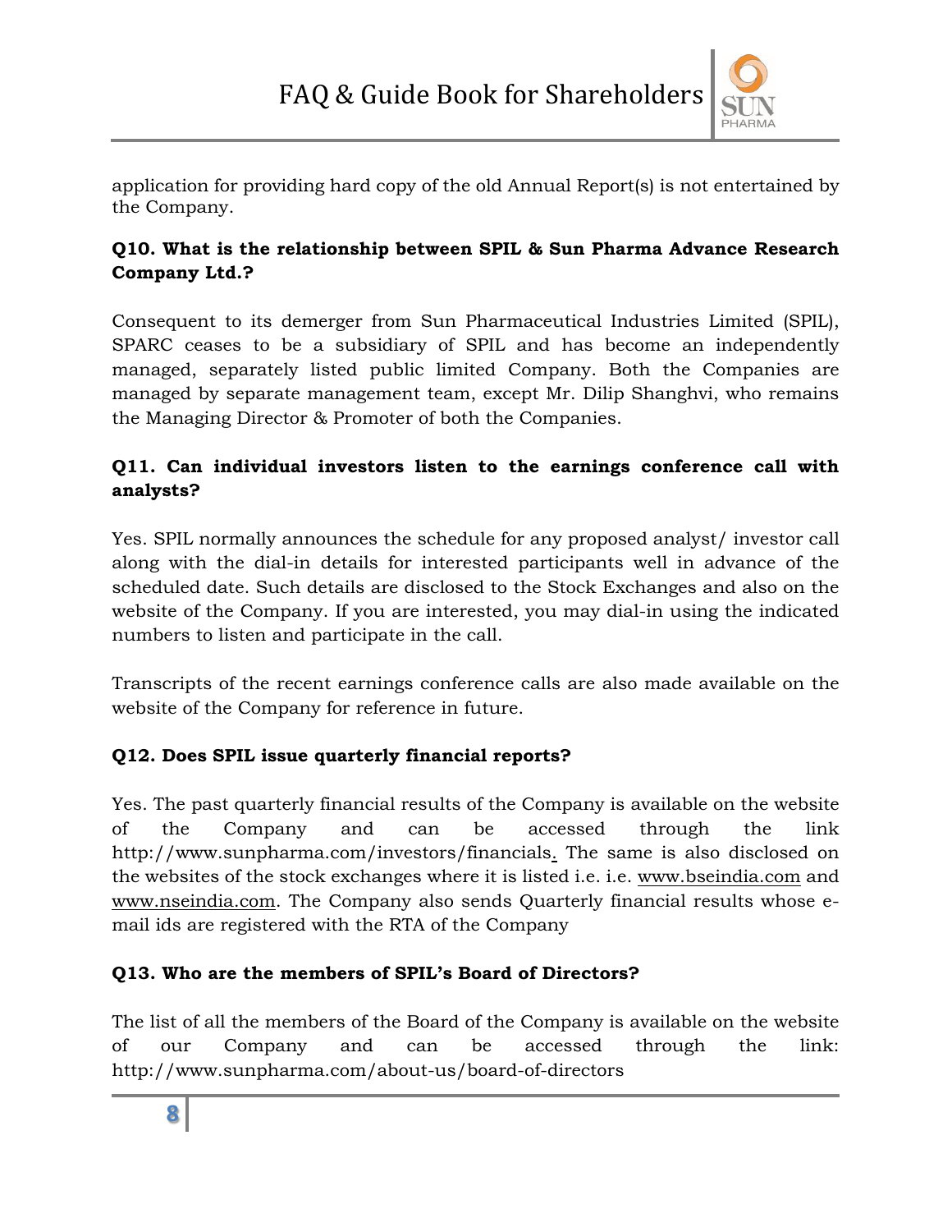application for providing hard copy of the old Annual Report(s) is not entertained by the Company.

**Q10. What is the relationship between SPIL & Sun Pharma Advance Research Company Ltd.?**

Consequent to its demerger from Sun Pharmaceutical Industries Limited (SPIL), SPARC ceases to be a subsidiary of SPIL and has become an independently managed, separately listed public limited Company. Both the Companies are managed by separate management team, except Mr. Dilip Shanghvi, who remains the Managing Director & Promoter of both the Companies.

**Q11. Can individual investors listen to the earnings conference call with analysts?**

Yes. SPIL normally announces the schedule for any proposed analyst/ investor call along with the dial-in details for interested participants well in advance of the scheduled date. Such details are disclosed to the Stock Exchanges and also on the website of the Company. If you are interested, you may dial-in using the indicated numbers to listen and participate in the call.

Transcripts of the recent earnings conference calls are also made available on the website of the Company for reference in future.

**Q12. Does SPIL issue quarterly financial reports?**

Yes. The past quarterly financial results of the Company is available on the website of the Company and can be accessed through the link http://www.sunpharma.com/investors/financials. The same is also disclosed on the websites of the stock exchanges where it is listed i.e. i.e. www.bseindia.com and www.nseindia.com. The Company also sends Quarterly financial results whose e-mail ids are registered with the RTA of the Company

**Q13. Who are the members of SPIL's Board of Directors?**

The list of all the members of the Board of the Company is available on the website of our Company and can be accessed through the link: http://www.sunpharma.com/about-us/board-of-directors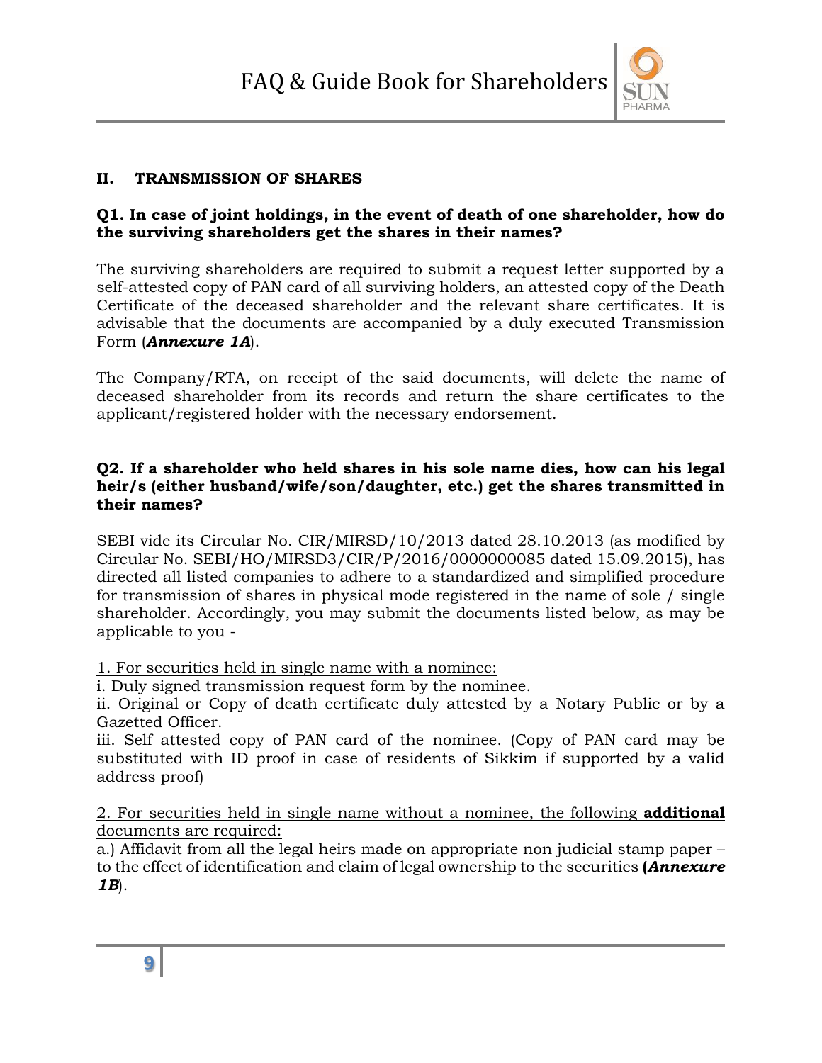## II. TRANSMISSION OF SHARES

**Q1. In case of joint holdings, in the event of death of one shareholder, how do the surviving shareholders get the shares in their names?**

The surviving shareholders are required to submit a request letter supported by a self-attested copy of PAN card of all surviving holders, an attested copy of the Death Certificate of the deceased shareholder and the relevant share certificates. It is advisable that the documents are accompanied by a duly executed Transmission Form (***Annexure 1A***).

The Company/RTA, on receipt of the said documents, will delete the name of deceased shareholder from its records and return the share certificates to the applicant/registered holder with the necessary endorsement.

**Q2. If a shareholder who held shares in his sole name dies, how can his legal heir/s (either husband/wife/son/daughter, etc.) get the shares transmitted in their names?**

SEBI vide its Circular No. CIR/MIRSD/10/2013 dated 28.10.2013 (as modified by Circular No. SEBI/HO/MIRSD3/CIR/P/2016/0000000085 dated 15.09.2015), has directed all listed companies to adhere to a standardized and simplified procedure for transmission of shares in physical mode registered in the name of sole / single shareholder. Accordingly, you may submit the documents listed below, as may be applicable to you -

<u>1. For securities held in single name with a nominee:</u>

i. Duly signed transmission request form by the nominee.

ii. Original or Copy of death certificate duly attested by a Notary Public or by a Gazetted Officer.

iii. Self attested copy of PAN card of the nominee. (Copy of PAN card may be substituted with ID proof in case of residents of Sikkim if supported by a valid address proof)

<u>2. For securities held in single name without a nominee, the following **additional** documents are required:</u>

a.) Affidavit from all the legal heirs made on appropriate non judicial stamp paper – to the effect of identification and claim of legal ownership to the securities **(*Annexure 1B***).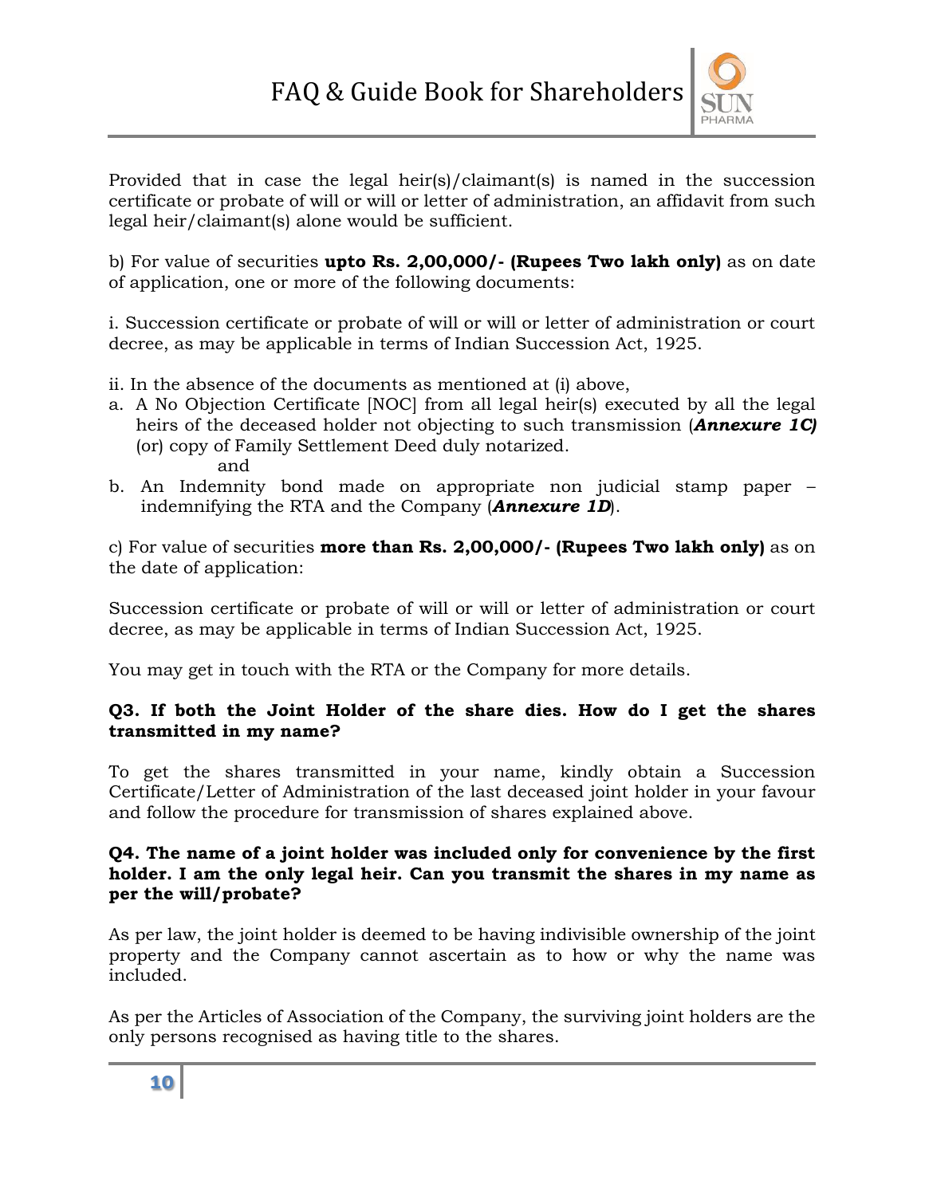Provided that in case the legal heir(s)/claimant(s) is named in the succession certificate or probate of will or will or letter of administration, an affidavit from such legal heir/claimant(s) alone would be sufficient.

b) For value of securities **upto Rs. 2,00,000/- (Rupees Two lakh only)** as on date of application, one or more of the following documents:

i. Succession certificate or probate of will or will or letter of administration or court decree, as may be applicable in terms of Indian Succession Act, 1925.

ii. In the absence of the documents as mentioned at (i) above,

a. A No Objection Certificate [NOC] from all legal heir(s) executed by all the legal heirs of the deceased holder not objecting to such transmission (***Annexure 1C)*** (or) copy of Family Settlement Deed duly notarized.

   and

b. An Indemnity bond made on appropriate non judicial stamp paper – indemnifying the RTA and the Company (***Annexure 1D***).

c) For value of securities **more than Rs. 2,00,000/- (Rupees Two lakh only)** as on the date of application:

Succession certificate or probate of will or will or letter of administration or court decree, as may be applicable in terms of Indian Succession Act, 1925.

You may get in touch with the RTA or the Company for more details.

**Q3. If both the Joint Holder of the share dies. How do I get the shares transmitted in my name?**

To get the shares transmitted in your name, kindly obtain a Succession Certificate/Letter of Administration of the last deceased joint holder in your favour and follow the procedure for transmission of shares explained above.

**Q4. The name of a joint holder was included only for convenience by the first holder. I am the only legal heir. Can you transmit the shares in my name as per the will/probate?**

As per law, the joint holder is deemed to be having indivisible ownership of the joint property and the Company cannot ascertain as to how or why the name was included.

As per the Articles of Association of the Company, the surviving joint holders are the only persons recognised as having title to the shares.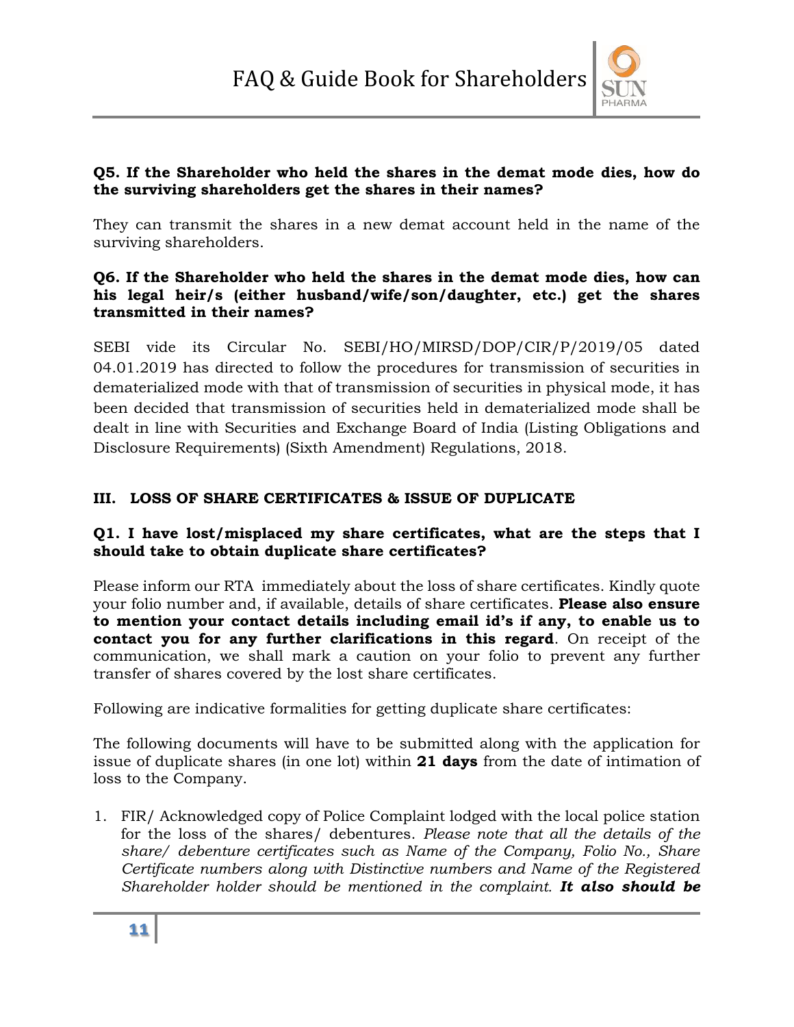**Q5. If the Shareholder who held the shares in the demat mode dies, how do the surviving shareholders get the shares in their names?**

They can transmit the shares in a new demat account held in the name of the surviving shareholders.

**Q6. If the Shareholder who held the shares in the demat mode dies, how can his legal heir/s (either husband/wife/son/daughter, etc.) get the shares transmitted in their names?**

SEBI vide its Circular No. SEBI/HO/MIRSD/DOP/CIR/P/2019/05 dated 04.01.2019 has directed to follow the procedures for transmission of securities in dematerialized mode with that of transmission of securities in physical mode, it has been decided that transmission of securities held in dematerialized mode shall be dealt in line with Securities and Exchange Board of India (Listing Obligations and Disclosure Requirements) (Sixth Amendment) Regulations, 2018.

## III. LOSS OF SHARE CERTIFICATES & ISSUE OF DUPLICATE

**Q1. I have lost/misplaced my share certificates, what are the steps that I should take to obtain duplicate share certificates?**

Please inform our RTA immediately about the loss of share certificates. Kindly quote your folio number and, if available, details of share certificates. **Please also ensure to mention your contact details including email id's if any, to enable us to contact you for any further clarifications in this regard**. On receipt of the communication, we shall mark a caution on your folio to prevent any further transfer of shares covered by the lost share certificates.

Following are indicative formalities for getting duplicate share certificates:

The following documents will have to be submitted along with the application for issue of duplicate shares (in one lot) within **21 days** from the date of intimation of loss to the Company.

1. FIR/ Acknowledged copy of Police Complaint lodged with the local police station for the loss of the shares/ debentures. *Please note that all the details of the share/ debenture certificates such as Name of the Company, Folio No., Share Certificate numbers along with Distinctive numbers and Name of the Registered Shareholder holder should be mentioned in the complaint.* ***It also should be***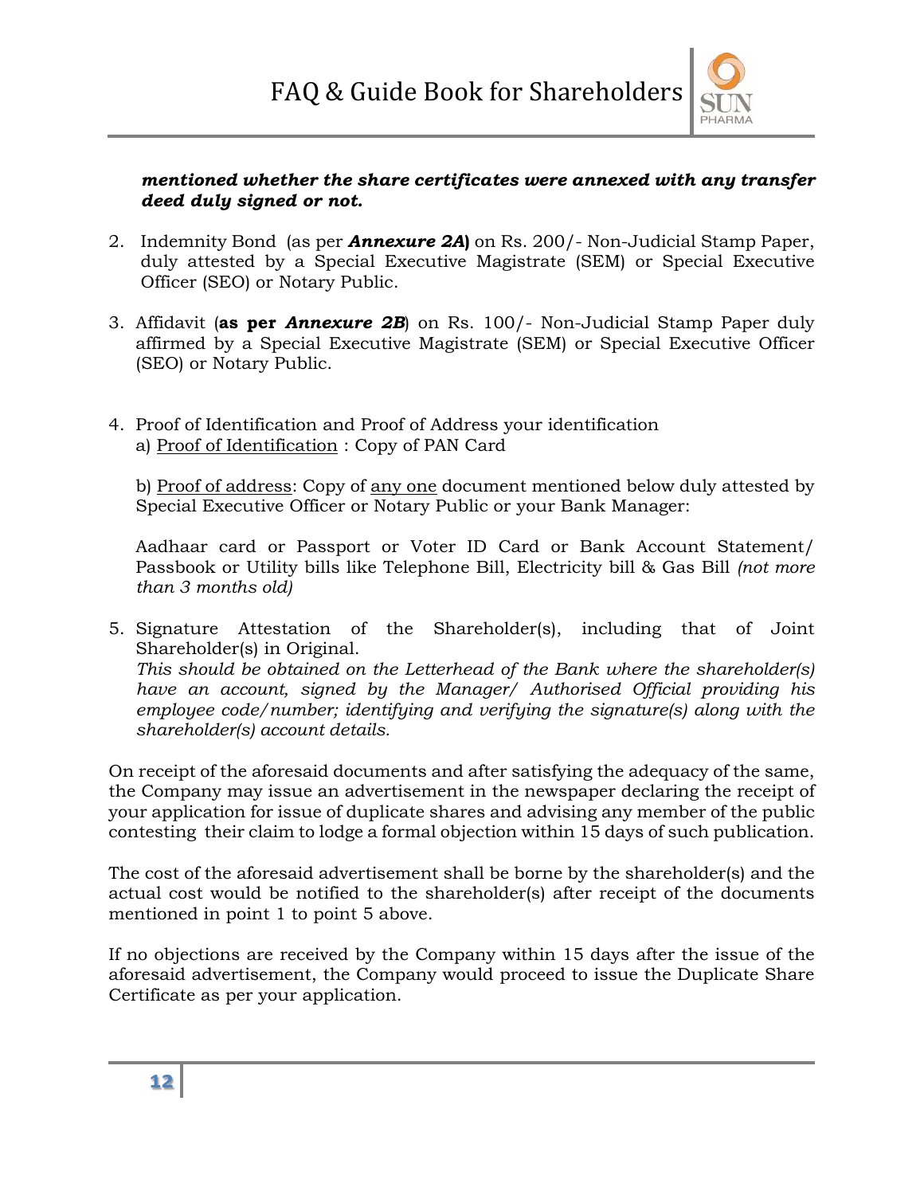***mentioned whether the share certificates were annexed with any transfer deed duly signed or not.***

2. Indemnity Bond (as per ***Annexure 2A***) on Rs. 200/- Non-Judicial Stamp Paper, duly attested by a Special Executive Magistrate (SEM) or Special Executive Officer (SEO) or Notary Public.

3. Affidavit (**as per *Annexure 2B***) on Rs. 100/- Non-Judicial Stamp Paper duly affirmed by a Special Executive Magistrate (SEM) or Special Executive Officer (SEO) or Notary Public.

4. Proof of Identification and Proof of Address your identification
   a) Proof of Identification : Copy of PAN Card

   b) Proof of address: Copy of any one document mentioned below duly attested by Special Executive Officer or Notary Public or your Bank Manager:

   Aadhaar card or Passport or Voter ID Card or Bank Account Statement/ Passbook or Utility bills like Telephone Bill, Electricity bill & Gas Bill *(not more than 3 months old)*

5. Signature Attestation of the Shareholder(s), including that of Joint Shareholder(s) in Original.
   *This should be obtained on the Letterhead of the Bank where the shareholder(s) have an account, signed by the Manager/ Authorised Official providing his employee code/number; identifying and verifying the signature(s) along with the shareholder(s) account details.*

On receipt of the aforesaid documents and after satisfying the adequacy of the same, the Company may issue an advertisement in the newspaper declaring the receipt of your application for issue of duplicate shares and advising any member of the public contesting their claim to lodge a formal objection within 15 days of such publication.

The cost of the aforesaid advertisement shall be borne by the shareholder(s) and the actual cost would be notified to the shareholder(s) after receipt of the documents mentioned in point 1 to point 5 above.

If no objections are received by the Company within 15 days after the issue of the aforesaid advertisement, the Company would proceed to issue the Duplicate Share Certificate as per your application.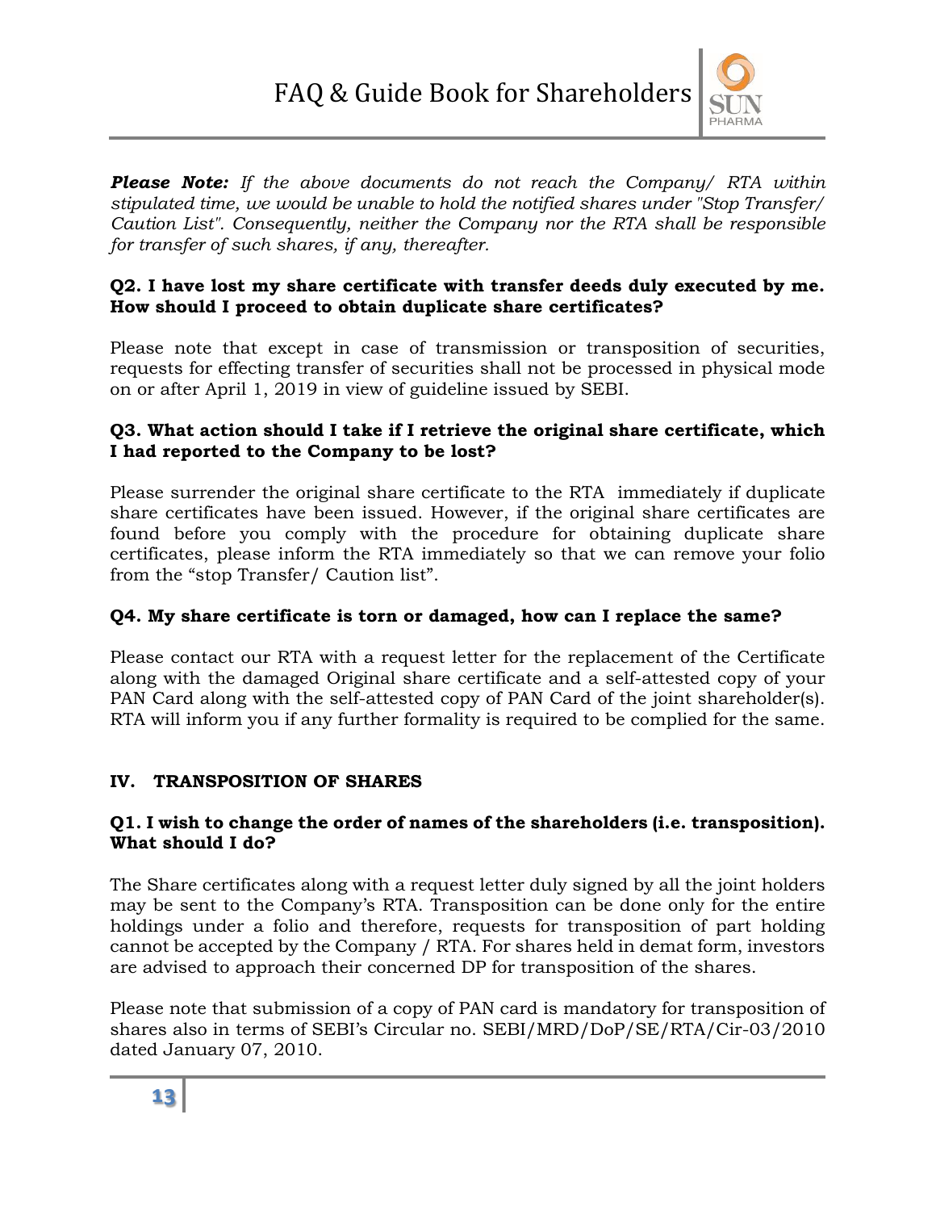***Please Note:*** *If the above documents do not reach the Company/ RTA within stipulated time, we would be unable to hold the notified shares under "Stop Transfer/ Caution List". Consequently, neither the Company nor the RTA shall be responsible for transfer of such shares, if any, thereafter.*

**Q2. I have lost my share certificate with transfer deeds duly executed by me. How should I proceed to obtain duplicate share certificates?**

Please note that except in case of transmission or transposition of securities, requests for effecting transfer of securities shall not be processed in physical mode on or after April 1, 2019 in view of guideline issued by SEBI.

**Q3. What action should I take if I retrieve the original share certificate, which I had reported to the Company to be lost?**

Please surrender the original share certificate to the RTA immediately if duplicate share certificates have been issued. However, if the original share certificates are found before you comply with the procedure for obtaining duplicate share certificates, please inform the RTA immediately so that we can remove your folio from the "stop Transfer/ Caution list".

**Q4. My share certificate is torn or damaged, how can I replace the same?**

Please contact our RTA with a request letter for the replacement of the Certificate along with the damaged Original share certificate and a self-attested copy of your PAN Card along with the self-attested copy of PAN Card of the joint shareholder(s). RTA will inform you if any further formality is required to be complied for the same.

## IV. TRANSPOSITION OF SHARES

**Q1. I wish to change the order of names of the shareholders (i.e. transposition). What should I do?**

The Share certificates along with a request letter duly signed by all the joint holders may be sent to the Company's RTA. Transposition can be done only for the entire holdings under a folio and therefore, requests for transposition of part holding cannot be accepted by the Company / RTA. For shares held in demat form, investors are advised to approach their concerned DP for transposition of the shares.

Please note that submission of a copy of PAN card is mandatory for transposition of shares also in terms of SEBI's Circular no. SEBI/MRD/DoP/SE/RTA/Cir-03/2010 dated January 07, 2010.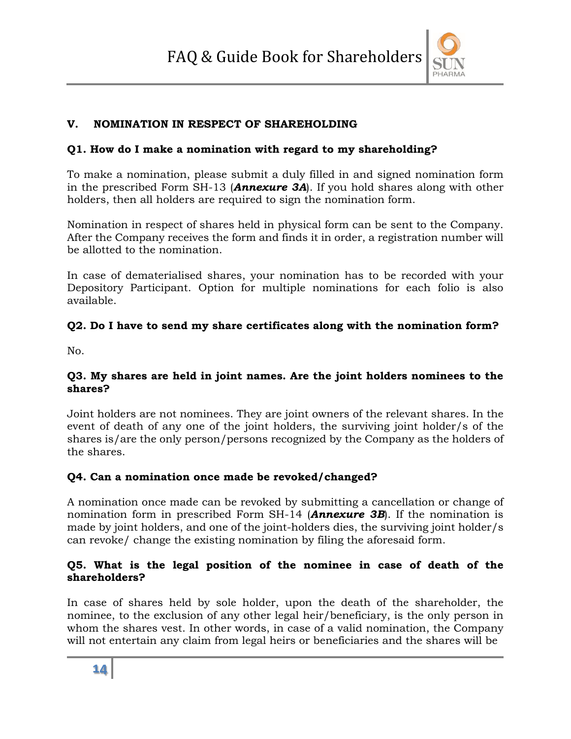## V. NOMINATION IN RESPECT OF SHAREHOLDING

**Q1. How do I make a nomination with regard to my shareholding?**

To make a nomination, please submit a duly filled in and signed nomination form in the prescribed Form SH-13 (***Annexure 3A***). If you hold shares along with other holders, then all holders are required to sign the nomination form.

Nomination in respect of shares held in physical form can be sent to the Company. After the Company receives the form and finds it in order, a registration number will be allotted to the nomination.

In case of dematerialised shares, your nomination has to be recorded with your Depository Participant. Option for multiple nominations for each folio is also available.

**Q2. Do I have to send my share certificates along with the nomination form?**

No.

**Q3. My shares are held in joint names. Are the joint holders nominees to the shares?**

Joint holders are not nominees. They are joint owners of the relevant shares. In the event of death of any one of the joint holders, the surviving joint holder/s of the shares is/are the only person/persons recognized by the Company as the holders of the shares.

**Q4. Can a nomination once made be revoked/changed?**

A nomination once made can be revoked by submitting a cancellation or change of nomination form in prescribed Form SH-14 (***Annexure 3B***). If the nomination is made by joint holders, and one of the joint-holders dies, the surviving joint holder/s can revoke/ change the existing nomination by filing the aforesaid form.

**Q5. What is the legal position of the nominee in case of death of the shareholders?**

In case of shares held by sole holder, upon the death of the shareholder, the nominee, to the exclusion of any other legal heir/beneficiary, is the only person in whom the shares vest. In other words, in case of a valid nomination, the Company will not entertain any claim from legal heirs or beneficiaries and the shares will be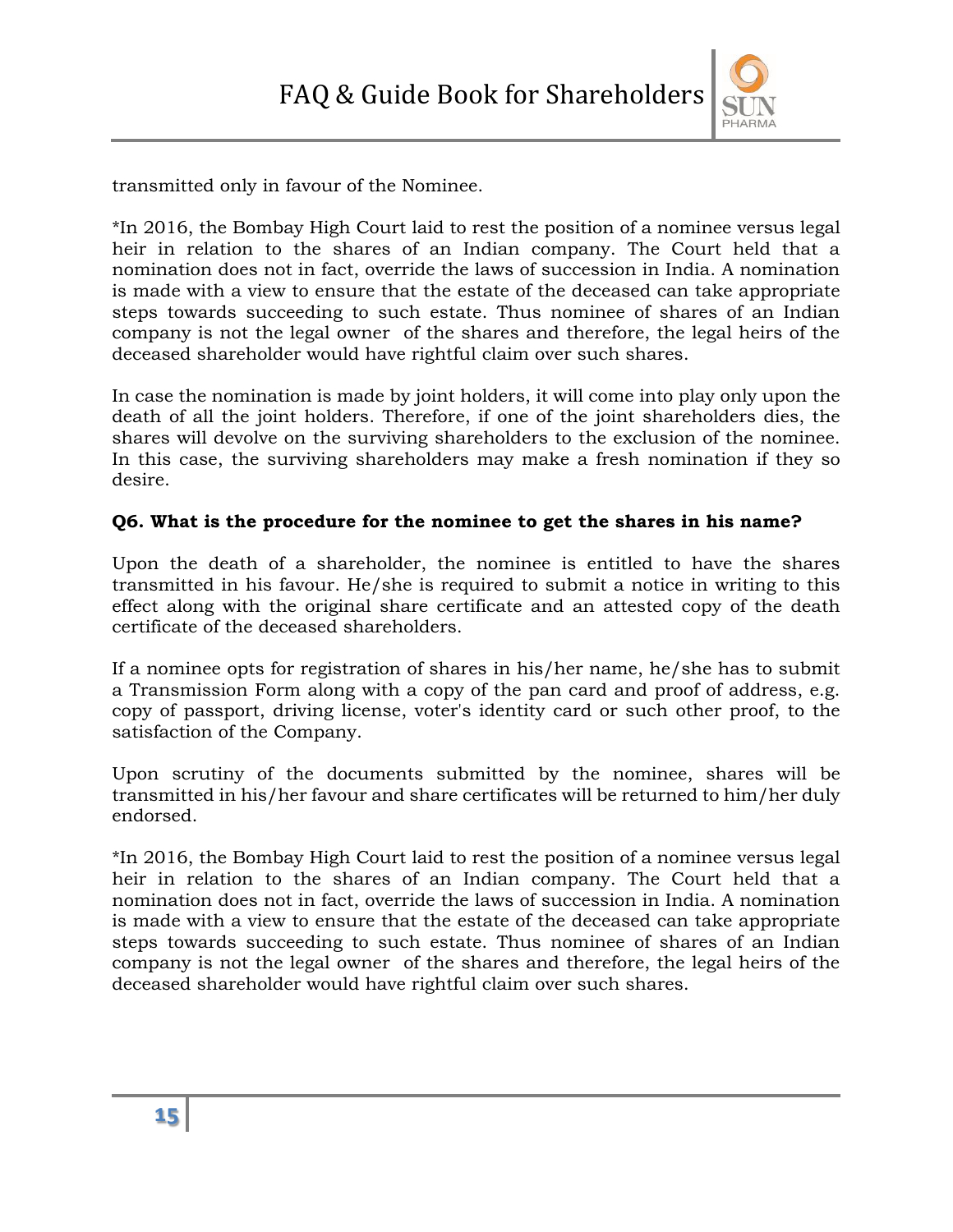transmitted only in favour of the Nominee.

*In 2016, the Bombay High Court laid to rest the position of a nominee versus legal heir in relation to the shares of an Indian company. The Court held that a nomination does not in fact, override the laws of succession in India. A nomination is made with a view to ensure that the estate of the deceased can take appropriate steps towards succeeding to such estate. Thus nominee of shares of an Indian company is not the legal owner of the shares and therefore, the legal heirs of the deceased shareholder would have rightful claim over such shares.

In case the nomination is made by joint holders, it will come into play only upon the death of all the joint holders. Therefore, if one of the joint shareholders dies, the shares will devolve on the surviving shareholders to the exclusion of the nominee. In this case, the surviving shareholders may make a fresh nomination if they so desire.

**Q6. What is the procedure for the nominee to get the shares in his name?**

Upon the death of a shareholder, the nominee is entitled to have the shares transmitted in his favour. He/she is required to submit a notice in writing to this effect along with the original share certificate and an attested copy of the death certificate of the deceased shareholders.

If a nominee opts for registration of shares in his/her name, he/she has to submit a Transmission Form along with a copy of the pan card and proof of address, e.g. copy of passport, driving license, voter's identity card or such other proof, to the satisfaction of the Company.

Upon scrutiny of the documents submitted by the nominee, shares will be transmitted in his/her favour and share certificates will be returned to him/her duly endorsed.

*In 2016, the Bombay High Court laid to rest the position of a nominee versus legal heir in relation to the shares of an Indian company. The Court held that a nomination does not in fact, override the laws of succession in India. A nomination is made with a view to ensure that the estate of the deceased can take appropriate steps towards succeeding to such estate. Thus nominee of shares of an Indian company is not the legal owner of the shares and therefore, the legal heirs of the deceased shareholder would have rightful claim over such shares.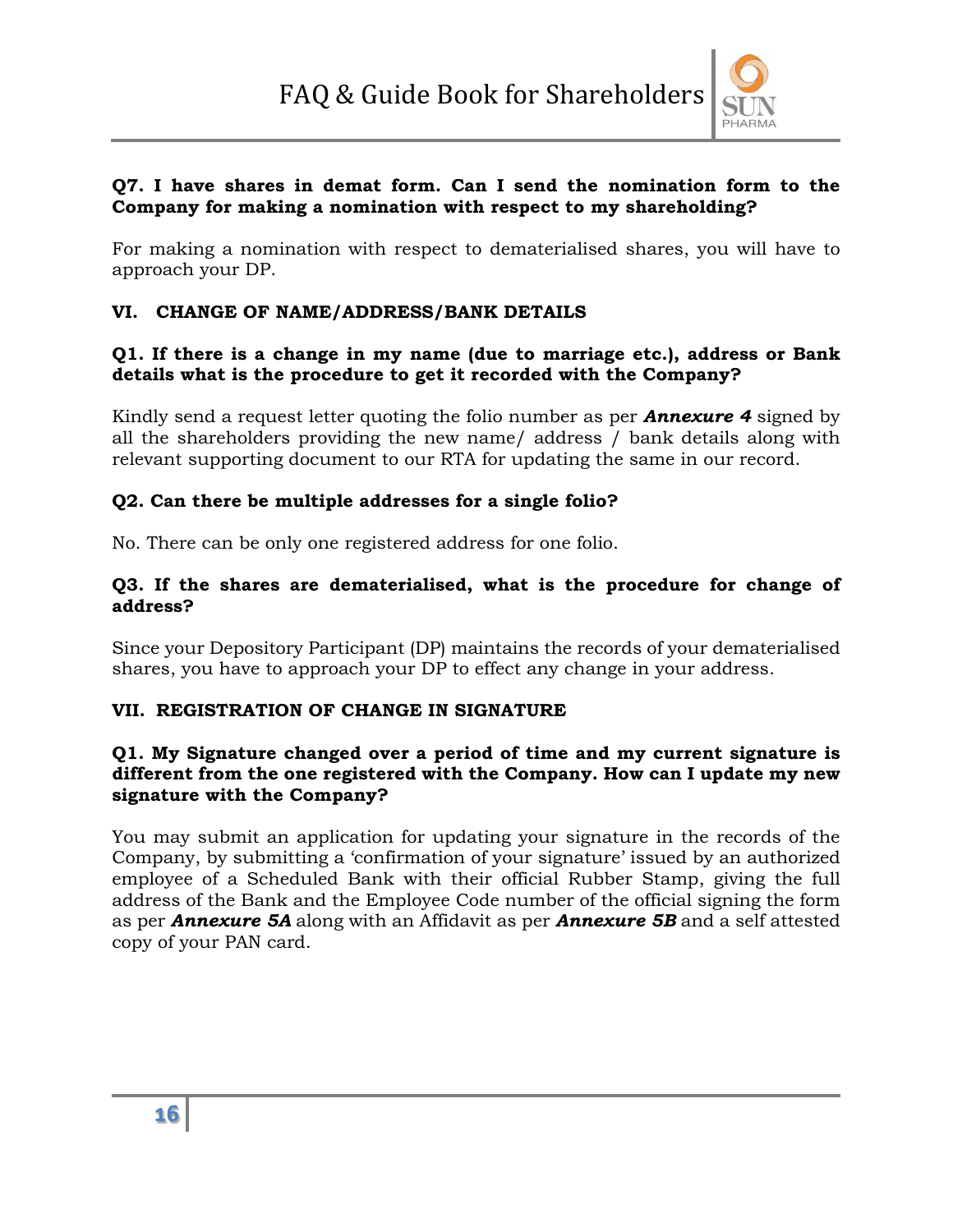**Q7. I have shares in demat form. Can I send the nomination form to the Company for making a nomination with respect to my shareholding?**

For making a nomination with respect to dematerialised shares, you will have to approach your DP.

## VI. CHANGE OF NAME/ADDRESS/BANK DETAILS

**Q1. If there is a change in my name (due to marriage etc.), address or Bank details what is the procedure to get it recorded with the Company?**

Kindly send a request letter quoting the folio number as per ***Annexure 4*** signed by all the shareholders providing the new name/ address / bank details along with relevant supporting document to our RTA for updating the same in our record.

**Q2. Can there be multiple addresses for a single folio?**

No. There can be only one registered address for one folio.

**Q3. If the shares are dematerialised, what is the procedure for change of address?**

Since your Depository Participant (DP) maintains the records of your dematerialised shares, you have to approach your DP to effect any change in your address.

## VII. REGISTRATION OF CHANGE IN SIGNATURE

**Q1. My Signature changed over a period of time and my current signature is different from the one registered with the Company. How can I update my new signature with the Company?**

You may submit an application for updating your signature in the records of the Company, by submitting a 'confirmation of your signature' issued by an authorized employee of a Scheduled Bank with their official Rubber Stamp, giving the full address of the Bank and the Employee Code number of the official signing the form as per ***Annexure 5A*** along with an Affidavit as per ***Annexure 5B*** and a self attested copy of your PAN card.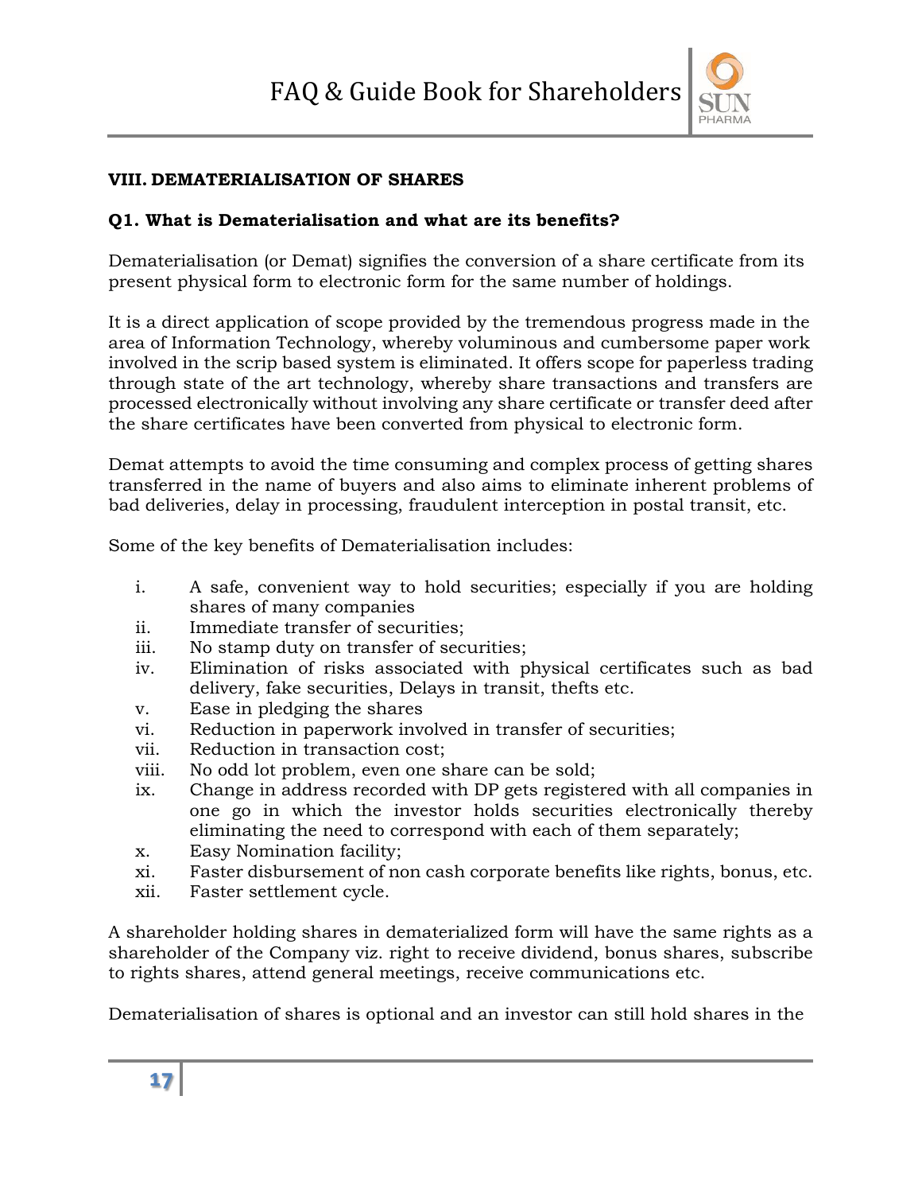## VIII. DEMATERIALISATION OF SHARES

### Q1. What is Dematerialisation and what are its benefits?

Dematerialisation (or Demat) signifies the conversion of a share certificate from its present physical form to electronic form for the same number of holdings.

It is a direct application of scope provided by the tremendous progress made in the area of Information Technology, whereby voluminous and cumbersome paper work involved in the scrip based system is eliminated. It offers scope for paperless trading through state of the art technology, whereby share transactions and transfers are processed electronically without involving any share certificate or transfer deed after the share certificates have been converted from physical to electronic form.

Demat attempts to avoid the time consuming and complex process of getting shares transferred in the name of buyers and also aims to eliminate inherent problems of bad deliveries, delay in processing, fraudulent interception in postal transit, etc.

Some of the key benefits of Dematerialisation includes:

i. A safe, convenient way to hold securities; especially if you are holding shares of many companies
ii. Immediate transfer of securities;
iii. No stamp duty on transfer of securities;
iv. Elimination of risks associated with physical certificates such as bad delivery, fake securities, Delays in transit, thefts etc.
v. Ease in pledging the shares
vi. Reduction in paperwork involved in transfer of securities;
vii. Reduction in transaction cost;
viii. No odd lot problem, even one share can be sold;
ix. Change in address recorded with DP gets registered with all companies in one go in which the investor holds securities electronically thereby eliminating the need to correspond with each of them separately;
x. Easy Nomination facility;
xi. Faster disbursement of non cash corporate benefits like rights, bonus, etc.
xii. Faster settlement cycle.

A shareholder holding shares in dematerialized form will have the same rights as a shareholder of the Company viz. right to receive dividend, bonus shares, subscribe to rights shares, attend general meetings, receive communications etc.

Dematerialisation of shares is optional and an investor can still hold shares in the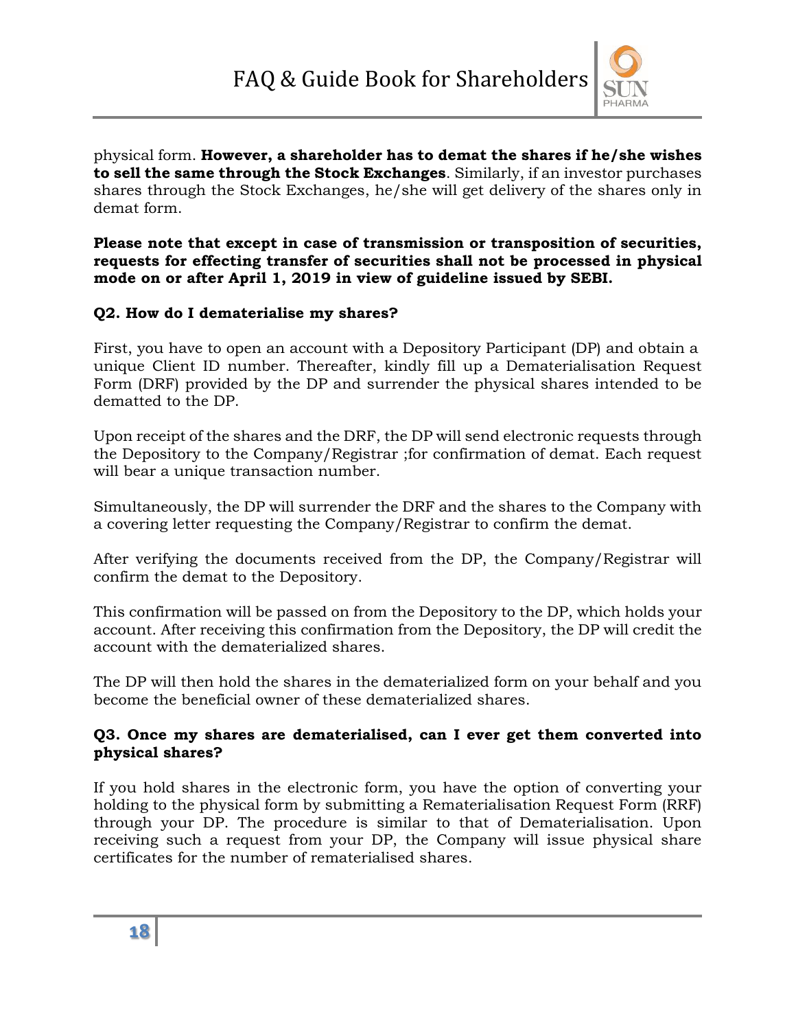physical form. **However, a shareholder has to demat the shares if he/she wishes to sell the same through the Stock Exchanges**. Similarly, if an investor purchases shares through the Stock Exchanges, he/she will get delivery of the shares only in demat form.

**Please note that except in case of transmission or transposition of securities, requests for effecting transfer of securities shall not be processed in physical mode on or after April 1, 2019 in view of guideline issued by SEBI.**

### Q2. How do I dematerialise my shares?

First, you have to open an account with a Depository Participant (DP) and obtain a unique Client ID number. Thereafter, kindly fill up a Dematerialisation Request Form (DRF) provided by the DP and surrender the physical shares intended to be dematted to the DP.

Upon receipt of the shares and the DRF, the DP will send electronic requests through the Depository to the Company/Registrar ;for confirmation of demat. Each request will bear a unique transaction number.

Simultaneously, the DP will surrender the DRF and the shares to the Company with a covering letter requesting the Company/Registrar to confirm the demat.

After verifying the documents received from the DP, the Company/Registrar will confirm the demat to the Depository.

This confirmation will be passed on from the Depository to the DP, which holds your account. After receiving this confirmation from the Depository, the DP will credit the account with the dematerialized shares.

The DP will then hold the shares in the dematerialized form on your behalf and you become the beneficial owner of these dematerialized shares.

### Q3. Once my shares are dematerialised, can I ever get them converted into physical shares?

If you hold shares in the electronic form, you have the option of converting your holding to the physical form by submitting a Rematerialisation Request Form (RRF) through your DP. The procedure is similar to that of Dematerialisation. Upon receiving such a request from your DP, the Company will issue physical share certificates for the number of rematerialised shares.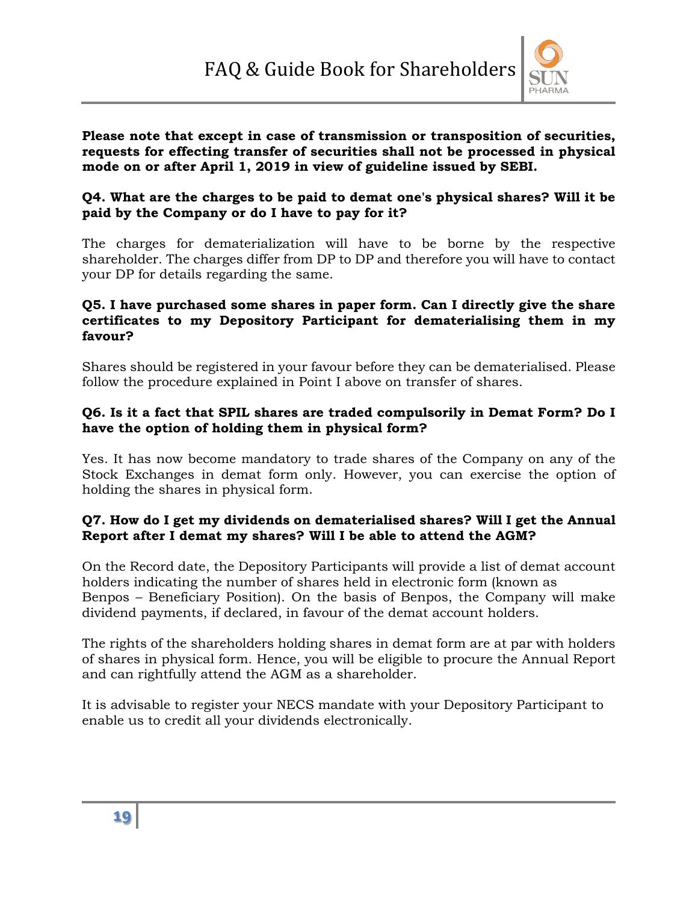**Please note that except in case of transmission or transposition of securities, requests for effecting transfer of securities shall not be processed in physical mode on or after April 1, 2019 in view of guideline issued by SEBI.**

**Q4. What are the charges to be paid to demat one's physical shares? Will it be paid by the Company or do I have to pay for it?**

The charges for dematerialization will have to be borne by the respective shareholder. The charges differ from DP to DP and therefore you will have to contact your DP for details regarding the same.

**Q5. I have purchased some shares in paper form. Can I directly give the share certificates to my Depository Participant for dematerialising them in my favour?**

Shares should be registered in your favour before they can be dematerialised. Please follow the procedure explained in Point I above on transfer of shares.

**Q6. Is it a fact that SPIL shares are traded compulsorily in Demat Form? Do I have the option of holding them in physical form?**

Yes. It has now become mandatory to trade shares of the Company on any of the Stock Exchanges in demat form only. However, you can exercise the option of holding the shares in physical form.

**Q7. How do I get my dividends on dematerialised shares? Will I get the Annual Report after I demat my shares? Will I be able to attend the AGM?**

On the Record date, the Depository Participants will provide a list of demat account holders indicating the number of shares held in electronic form (known as Benpos – Beneficiary Position). On the basis of Benpos, the Company will make dividend payments, if declared, in favour of the demat account holders.

The rights of the shareholders holding shares in demat form are at par with holders of shares in physical form. Hence, you will be eligible to procure the Annual Report and can rightfully attend the AGM as a shareholder.

It is advisable to register your NECS mandate with your Depository Participant to enable us to credit all your dividends electronically.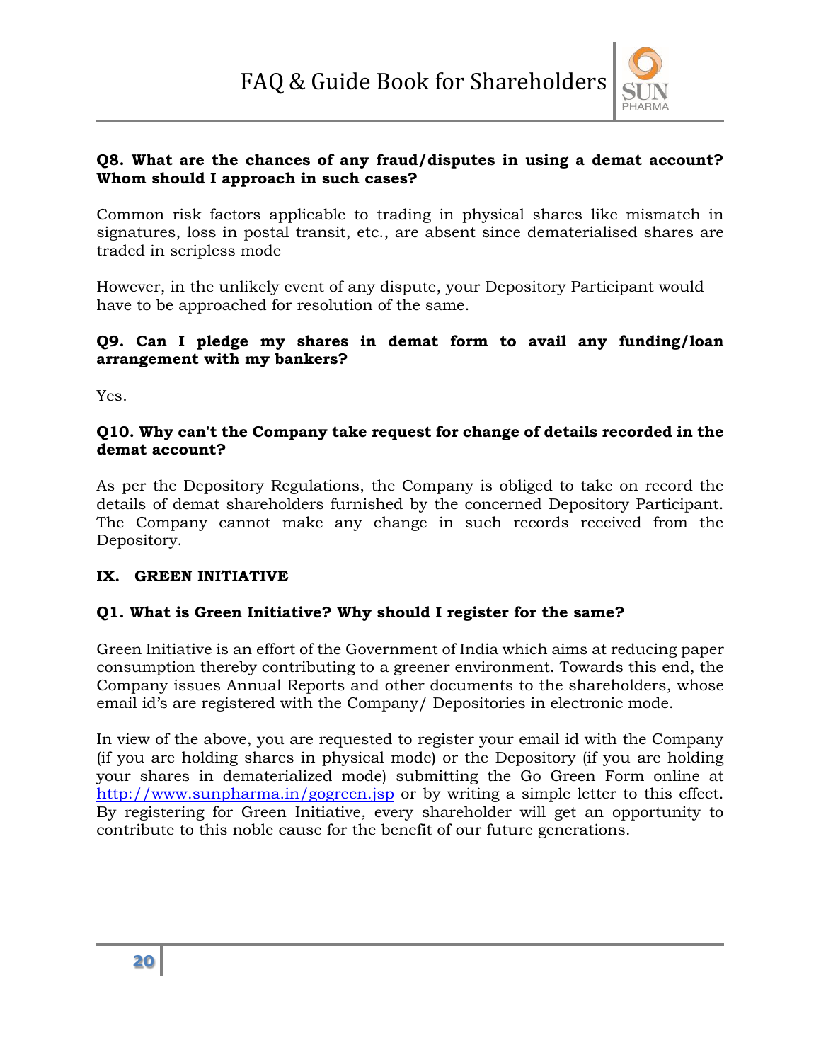**Q8. What are the chances of any fraud/disputes in using a demat account? Whom should I approach in such cases?**

Common risk factors applicable to trading in physical shares like mismatch in signatures, loss in postal transit, etc., are absent since dematerialised shares are traded in scripless mode

However, in the unlikely event of any dispute, your Depository Participant would have to be approached for resolution of the same.

**Q9. Can I pledge my shares in demat form to avail any funding/loan arrangement with my bankers?**

Yes.

**Q10. Why can't the Company take request for change of details recorded in the demat account?**

As per the Depository Regulations, the Company is obliged to take on record the details of demat shareholders furnished by the concerned Depository Participant. The Company cannot make any change in such records received from the Depository.

## IX. GREEN INITIATIVE

**Q1. What is Green Initiative? Why should I register for the same?**

Green Initiative is an effort of the Government of India which aims at reducing paper consumption thereby contributing to a greener environment. Towards this end, the Company issues Annual Reports and other documents to the shareholders, whose email id's are registered with the Company/ Depositories in electronic mode.

In view of the above, you are requested to register your email id with the Company (if you are holding shares in physical mode) or the Depository (if you are holding your shares in dematerialized mode) submitting the Go Green Form online at [http://www.sunpharma.in/gogreen.jsp](http://www.sunpharma.in/gogreen.jsp) or by writing a simple letter to this effect. By registering for Green Initiative, every shareholder will get an opportunity to contribute to this noble cause for the benefit of our future generations.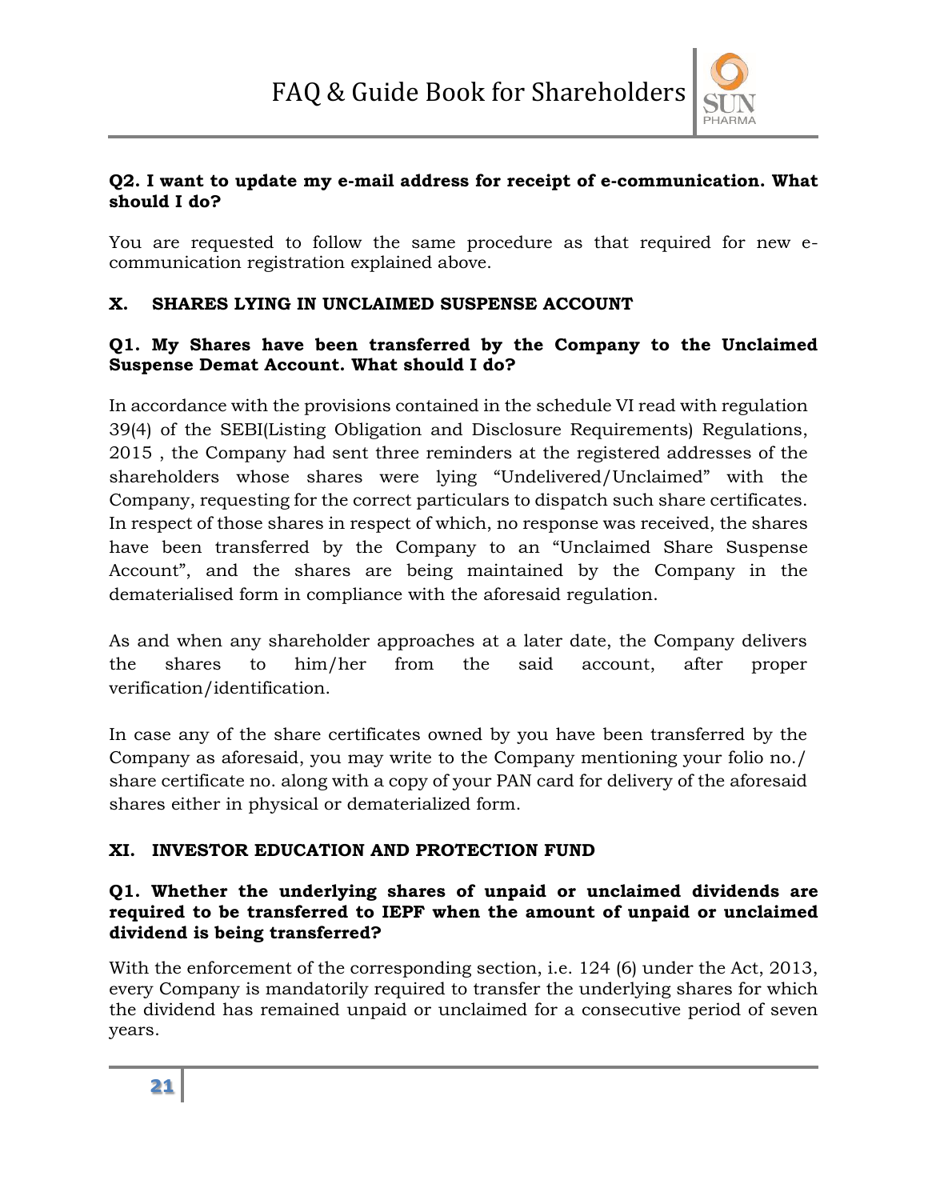**Q2. I want to update my e-mail address for receipt of e-communication. What should I do?**

You are requested to follow the same procedure as that required for new e-communication registration explained above.

## X. SHARES LYING IN UNCLAIMED SUSPENSE ACCOUNT

**Q1. My Shares have been transferred by the Company to the Unclaimed Suspense Demat Account. What should I do?**

In accordance with the provisions contained in the schedule VI read with regulation 39(4) of the SEBI(Listing Obligation and Disclosure Requirements) Regulations, 2015 , the Company had sent three reminders at the registered addresses of the shareholders whose shares were lying "Undelivered/Unclaimed" with the Company, requesting for the correct particulars to dispatch such share certificates. In respect of those shares in respect of which, no response was received, the shares have been transferred by the Company to an "Unclaimed Share Suspense Account", and the shares are being maintained by the Company in the dematerialised form in compliance with the aforesaid regulation.

As and when any shareholder approaches at a later date, the Company delivers the shares to him/her from the said account, after proper verification/identification.

In case any of the share certificates owned by you have been transferred by the Company as aforesaid, you may write to the Company mentioning your folio no./ share certificate no. along with a copy of your PAN card for delivery of the aforesaid shares either in physical or dematerialized form.

## XI. INVESTOR EDUCATION AND PROTECTION FUND

**Q1. Whether the underlying shares of unpaid or unclaimed dividends are required to be transferred to IEPF when the amount of unpaid or unclaimed dividend is being transferred?**

With the enforcement of the corresponding section, i.e. 124 (6) under the Act, 2013, every Company is mandatorily required to transfer the underlying shares for which the dividend has remained unpaid or unclaimed for a consecutive period of seven years.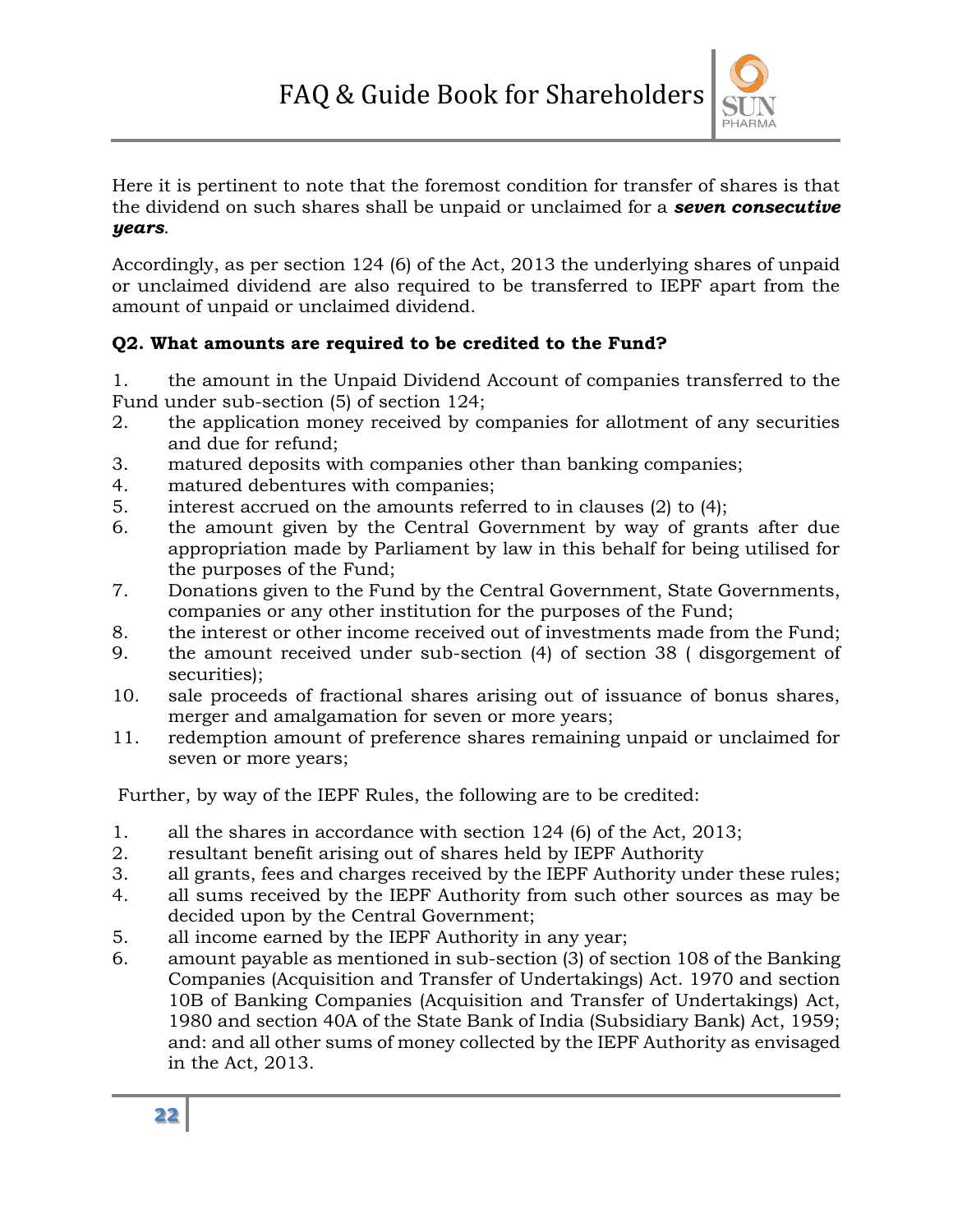Here it is pertinent to note that the foremost condition for transfer of shares is that the dividend on such shares shall be unpaid or unclaimed for a ***seven consecutive years***.

Accordingly, as per section 124 (6) of the Act, 2013 the underlying shares of unpaid or unclaimed dividend are also required to be transferred to IEPF apart from the amount of unpaid or unclaimed dividend.

**Q2. What amounts are required to be credited to the Fund?**

1. the amount in the Unpaid Dividend Account of companies transferred to the Fund under sub-section (5) of section 124;
2. the application money received by companies for allotment of any securities and due for refund;
3. matured deposits with companies other than banking companies;
4. matured debentures with companies;
5. interest accrued on the amounts referred to in clauses (2) to (4);
6. the amount given by the Central Government by way of grants after due appropriation made by Parliament by law in this behalf for being utilised for the purposes of the Fund;
7. Donations given to the Fund by the Central Government, State Governments, companies or any other institution for the purposes of the Fund;
8. the interest or other income received out of investments made from the Fund;
9. the amount received under sub-section (4) of section 38 ( disgorgement of securities);
10. sale proceeds of fractional shares arising out of issuance of bonus shares, merger and amalgamation for seven or more years;
11. redemption amount of preference shares remaining unpaid or unclaimed for seven or more years;

Further, by way of the IEPF Rules, the following are to be credited:

1. all the shares in accordance with section 124 (6) of the Act, 2013;
2. resultant benefit arising out of shares held by IEPF Authority
3. all grants, fees and charges received by the IEPF Authority under these rules;
4. all sums received by the IEPF Authority from such other sources as may be decided upon by the Central Government;
5. all income earned by the IEPF Authority in any year;
6. amount payable as mentioned in sub-section (3) of section 108 of the Banking Companies (Acquisition and Transfer of Undertakings) Act. 1970 and section 10B of Banking Companies (Acquisition and Transfer of Undertakings) Act, 1980 and section 40A of the State Bank of India (Subsidiary Bank) Act, 1959; and: and all other sums of money collected by the IEPF Authority as envisaged in the Act, 2013.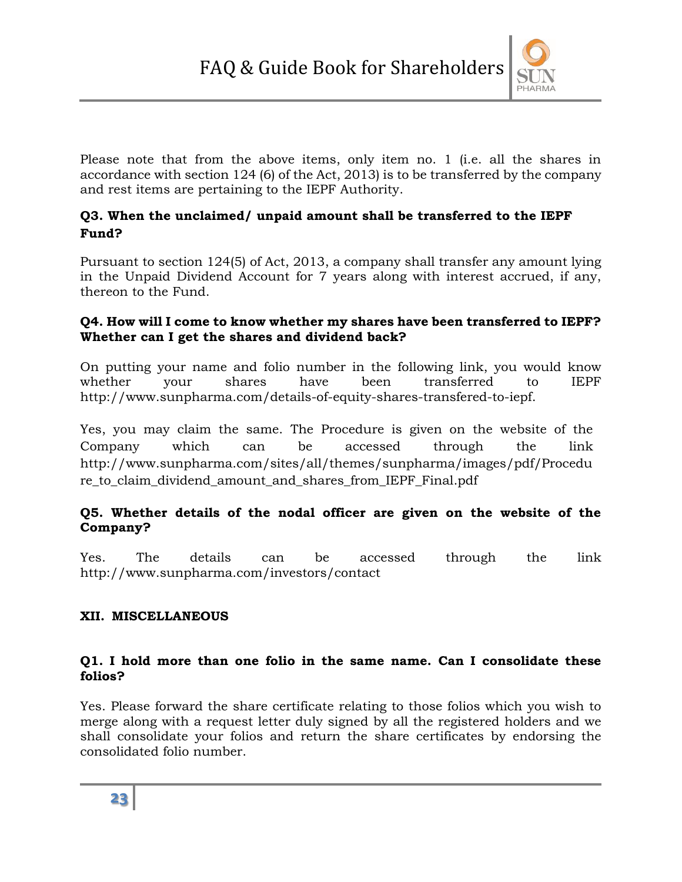Please note that from the above items, only item no. 1 (i.e. all the shares in accordance with section 124 (6) of the Act, 2013) is to be transferred by the company and rest items are pertaining to the IEPF Authority.

**Q3. When the unclaimed/ unpaid amount shall be transferred to the IEPF Fund?**

Pursuant to section 124(5) of Act, 2013, a company shall transfer any amount lying in the Unpaid Dividend Account for 7 years along with interest accrued, if any, thereon to the Fund.

**Q4. How will I come to know whether my shares have been transferred to IEPF? Whether can I get the shares and dividend back?**

On putting your name and folio number in the following link, you would know whether your shares have been transferred to IEPF http://www.sunpharma.com/details-of-equity-shares-transfered-to-iepf.

Yes, you may claim the same. The Procedure is given on the website of the Company which can be accessed through the link http://www.sunpharma.com/sites/all/themes/sunpharma/images/pdf/Procedure_to_claim_dividend_amount_and_shares_from_IEPF_Final.pdf

**Q5. Whether details of the nodal officer are given on the website of the Company?**

Yes. The details can be accessed through the link http://www.sunpharma.com/investors/contact

## XII. MISCELLANEOUS

**Q1. I hold more than one folio in the same name. Can I consolidate these folios?**

Yes. Please forward the share certificate relating to those folios which you wish to merge along with a request letter duly signed by all the registered holders and we shall consolidate your folios and return the share certificates by endorsing the consolidated folio number.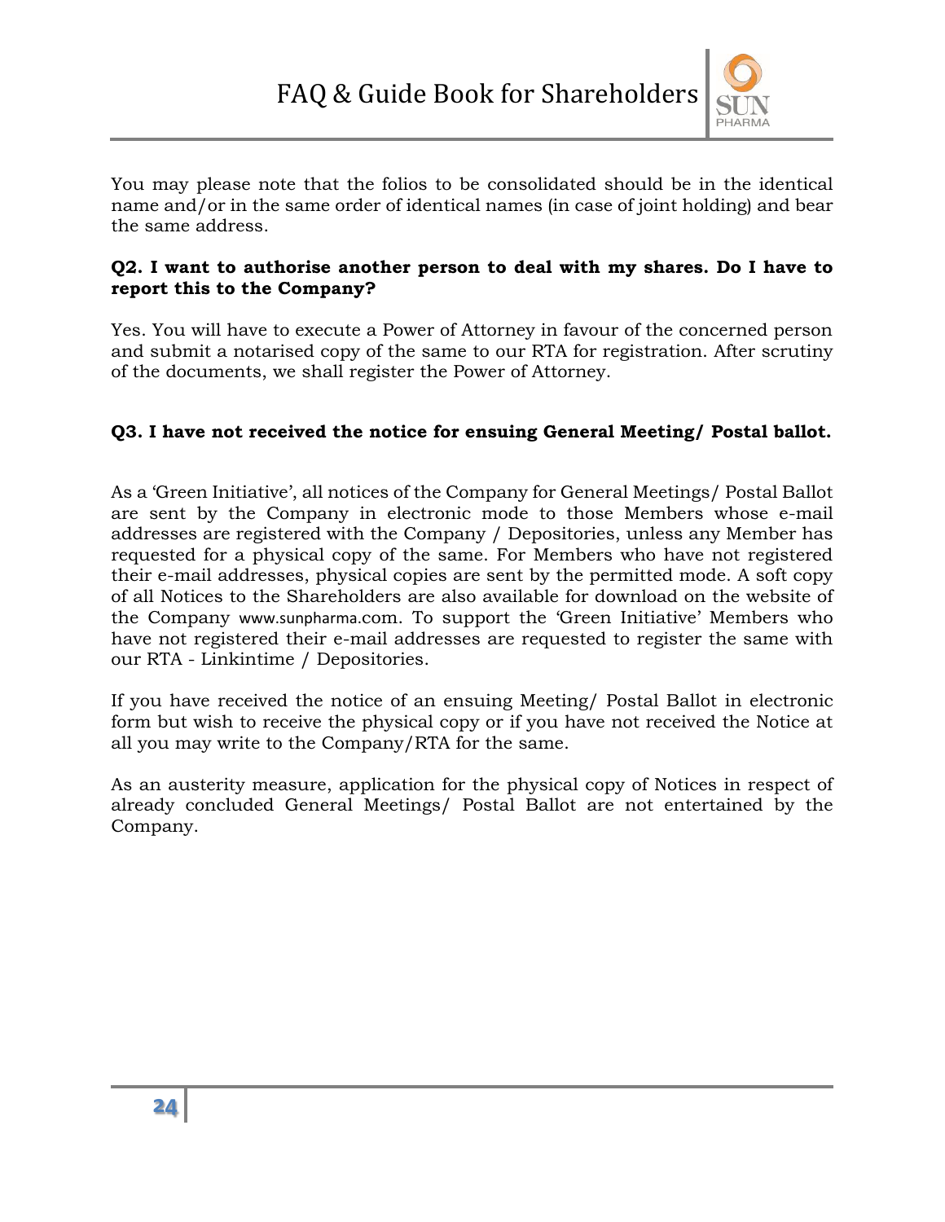You may please note that the folios to be consolidated should be in the identical name and/or in the same order of identical names (in case of joint holding) and bear the same address.

**Q2. I want to authorise another person to deal with my shares. Do I have to report this to the Company?**

Yes. You will have to execute a Power of Attorney in favour of the concerned person and submit a notarised copy of the same to our RTA for registration. After scrutiny of the documents, we shall register the Power of Attorney.

**Q3. I have not received the notice for ensuing General Meeting/ Postal ballot.**

As a 'Green Initiative', all notices of the Company for General Meetings/ Postal Ballot are sent by the Company in electronic mode to those Members whose e-mail addresses are registered with the Company / Depositories, unless any Member has requested for a physical copy of the same. For Members who have not registered their e-mail addresses, physical copies are sent by the permitted mode. A soft copy of all Notices to the Shareholders are also available for download on the website of the Company www.sunpharma.com. To support the 'Green Initiative' Members who have not registered their e-mail addresses are requested to register the same with our RTA - Linkintime / Depositories.

If you have received the notice of an ensuing Meeting/ Postal Ballot in electronic form but wish to receive the physical copy or if you have not received the Notice at all you may write to the Company/RTA for the same.

As an austerity measure, application for the physical copy of Notices in respect of already concluded General Meetings/ Postal Ballot are not entertained by the Company.